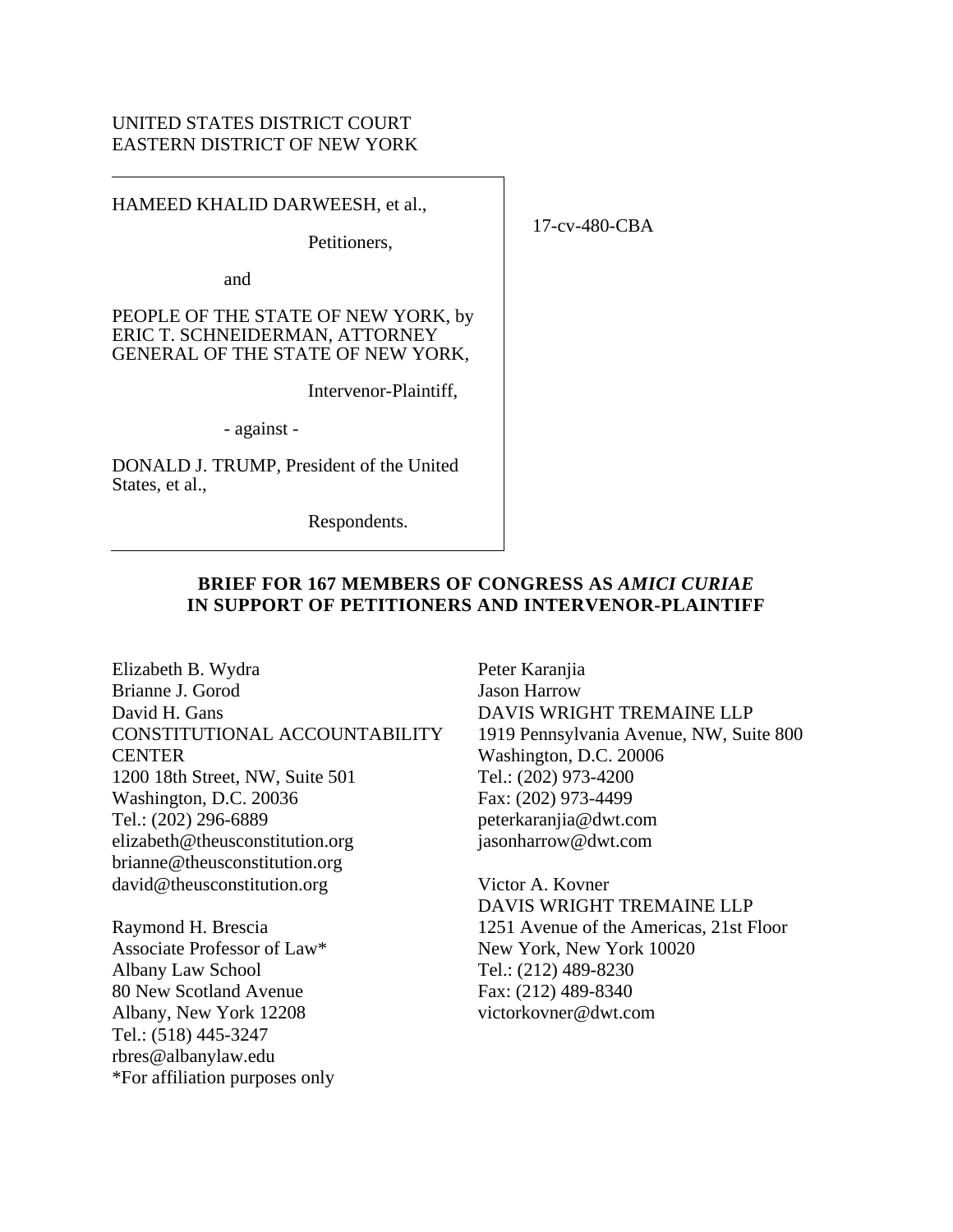UNITED STATES DISTRICT COURT
EASTERN DISTRICT OF NEW YORK

HAMEED KHALID DARWEESH, et al.,

Petitioners,

and

PEOPLE OF THE STATE OF NEW YORK, by ERIC T. SCHNEIDERMAN, ATTORNEY GENERAL OF THE STATE OF NEW YORK,

Intervenor-Plaintiff,

- against -

DONALD J. TRUMP, President of the United States, et al.,

Respondents.

17-cv-480-CBA

**BRIEF FOR 167 MEMBERS OF CONGRESS AS *AMICI CURIAE* IN SUPPORT OF PETITIONERS AND INTERVENOR-PLAINTIFF**

Elizabeth B. Wydra
Brianne J. Gorod
David H. Gans
CONSTITUTIONAL ACCOUNTABILITY CENTER
1200 18th Street, NW, Suite 501
Washington, D.C. 20036
Tel.: (202) 296-6889
elizabeth@theusconstitution.org
brianne@theusconstitution.org
david@theusconstitution.org

Raymond H. Brescia
Associate Professor of Law*
Albany Law School
80 New Scotland Avenue
Albany, New York 12208
Tel.: (518) 445-3247
rbres@albanylaw.edu
*For affiliation purposes only

Peter Karanjia
Jason Harrow
DAVIS WRIGHT TREMAINE LLP
1919 Pennsylvania Avenue, NW, Suite 800
Washington, D.C. 20006
Tel.: (202) 973-4200
Fax: (202) 973-4499
peterkaranjia@dwt.com
jasonharrow@dwt.com

Victor A. Kovner
DAVIS WRIGHT TREMAINE LLP
1251 Avenue of the Americas, 21st Floor
New York, New York 10020
Tel.: (212) 489-8230
Fax: (212) 489-8340
victorkovner@dwt.com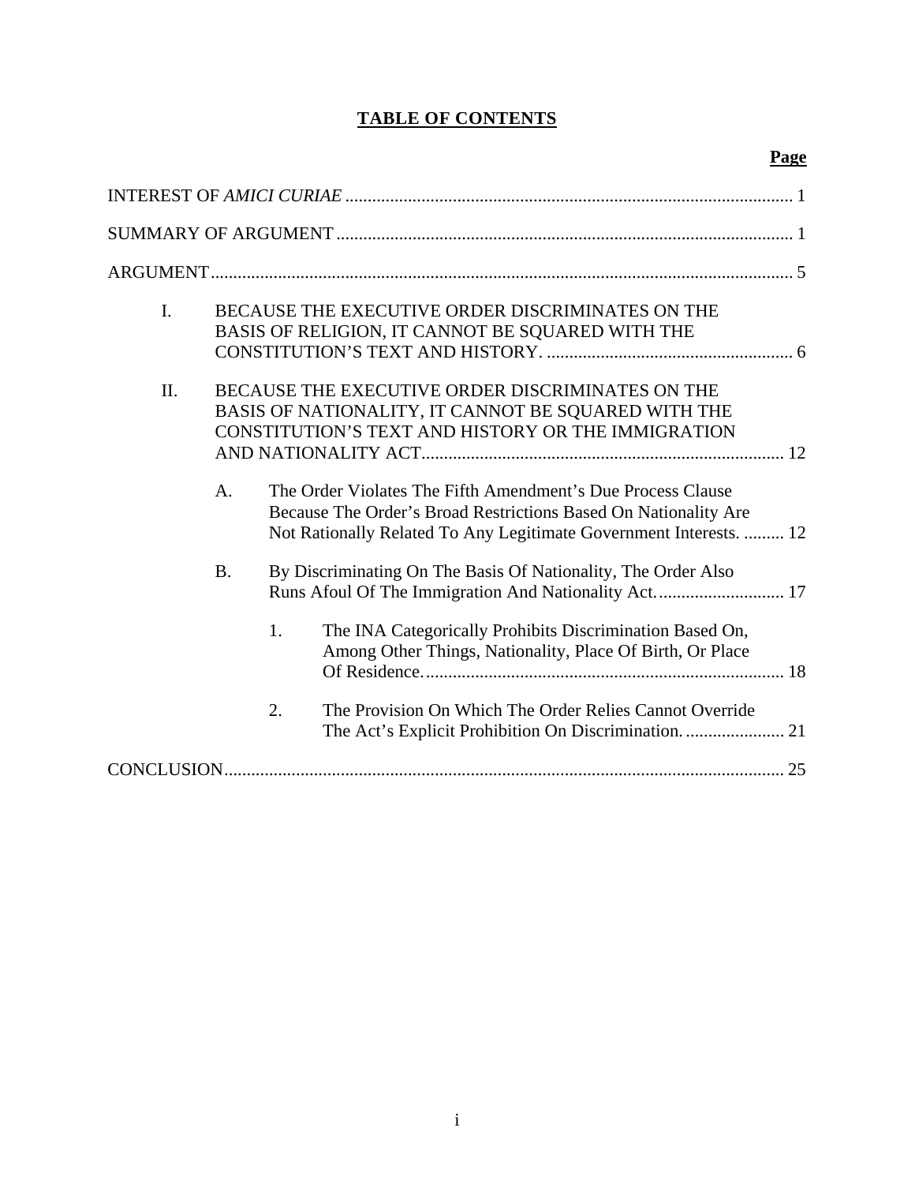# TABLE OF CONTENTS

| | Page |
|---|---|
| INTEREST OF *AMICI CURIAE* | 1 |
| SUMMARY OF ARGUMENT | 1 |
| ARGUMENT | 5 |
| I. BECAUSE THE EXECUTIVE ORDER DISCRIMINATES ON THE BASIS OF RELIGION, IT CANNOT BE SQUARED WITH THE CONSTITUTION'S TEXT AND HISTORY. | 6 |
| II. BECAUSE THE EXECUTIVE ORDER DISCRIMINATES ON THE BASIS OF NATIONALITY, IT CANNOT BE SQUARED WITH THE CONSTITUTION'S TEXT AND HISTORY OR THE IMMIGRATION AND NATIONALITY ACT | 12 |
| A. The Order Violates The Fifth Amendment's Due Process Clause Because The Order's Broad Restrictions Based On Nationality Are Not Rationally Related To Any Legitimate Government Interests. | 12 |
| B. By Discriminating On The Basis Of Nationality, The Order Also Runs Afoul Of The Immigration And Nationality Act. | 17 |
| 1. The INA Categorically Prohibits Discrimination Based On, Among Other Things, Nationality, Place Of Birth, Or Place Of Residence. | 18 |
| 2. The Provision On Which The Order Relies Cannot Override The Act's Explicit Prohibition On Discrimination. | 21 |
| CONCLUSION | 25 |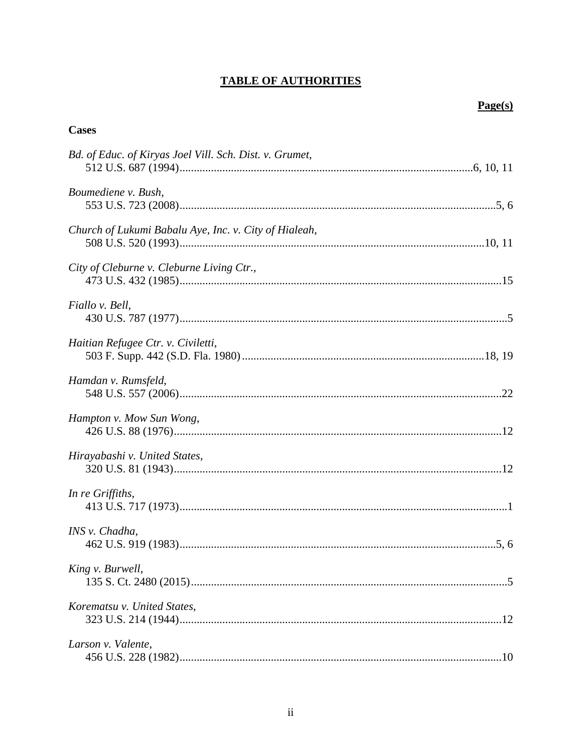# TABLE OF AUTHORITIES

**Page(s)**

**Cases**

*Bd. of Educ. of Kiryas Joel Vill. Sch. Dist. v. Grumet*,
512 U.S. 687 (1994).....................................................................................................6, 10, 11

*Boumediene v. Bush*,
553 U.S. 723 (2008).............................................................................................................5, 6

*Church of Lukumi Babalu Aye, Inc. v. City of Hialeah*,
508 U.S. 520 (1993).........................................................................................................10, 11

*City of Cleburne v. Cleburne Living Ctr.*,
473 U.S. 432 (1985)................................................................................................................15

*Fiallo v. Bell*,
430 U.S. 787 (1977)..................................................................................................................5

*Haitian Refugee Ctr. v. Civiletti*,
503 F. Supp. 442 (S.D. Fla. 1980)....................................................................................18, 19

*Hamdan v. Rumsfeld*,
548 U.S. 557 (2006)................................................................................................................22

*Hampton v. Mow Sun Wong*,
426 U.S. 88 (1976)..................................................................................................................12

*Hirayabashi v. United States*,
320 U.S. 81 (1943)..................................................................................................................12

*In re Griffiths*,
413 U.S. 717 (1973)..................................................................................................................1

*INS v. Chadha*,
462 U.S. 919 (1983).............................................................................................................5, 6

*King v. Burwell*,
135 S. Ct. 2480 (2015)..............................................................................................................5

*Korematsu v. United States*,
323 U.S. 214 (1944)................................................................................................................12

*Larson v. Valente*,
456 U.S. 228 (1982)................................................................................................................10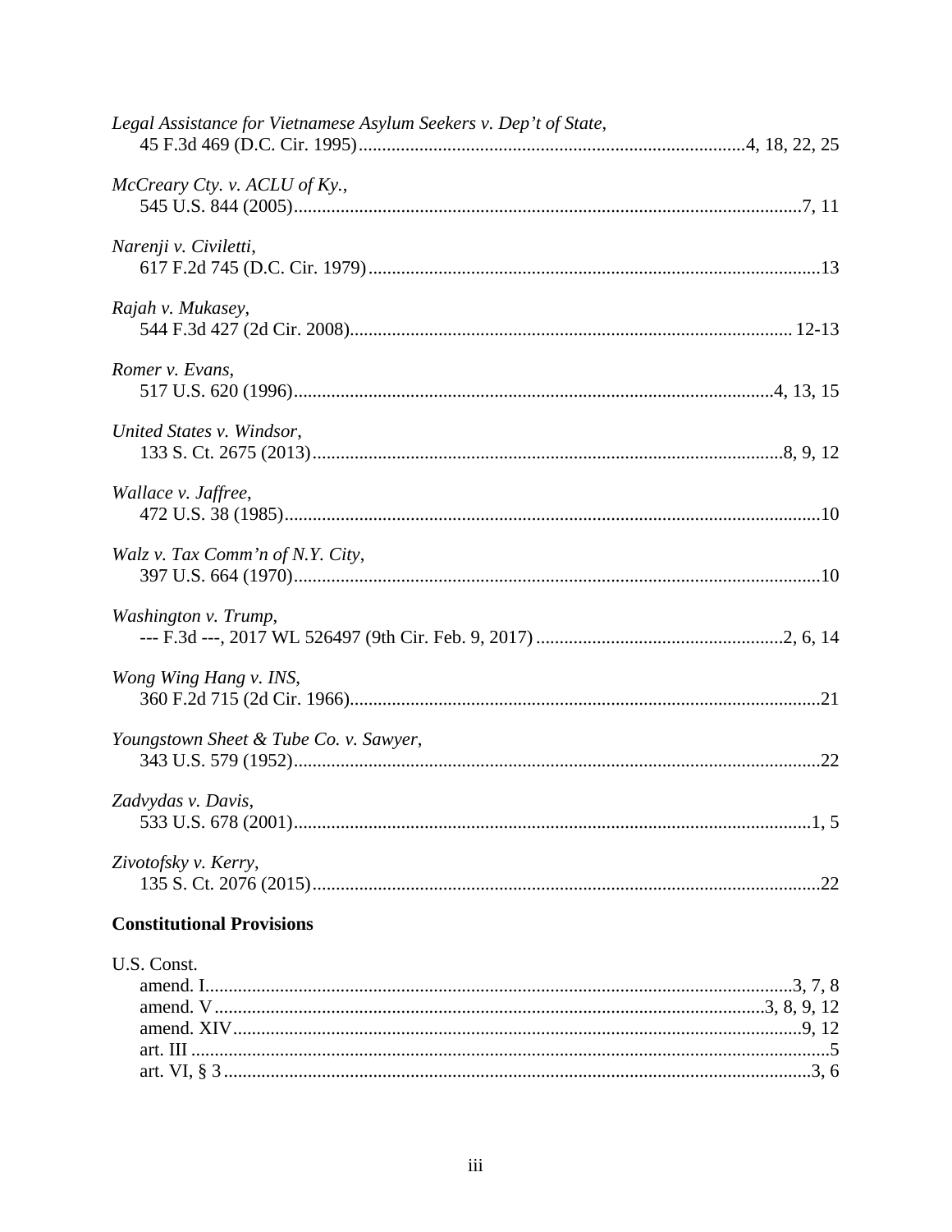*Legal Assistance for Vietnamese Asylum Seekers v. Dep't of State*,
45 F.3d 469 (D.C. Cir. 1995)....................................................................................4, 18, 22, 25

*McCreary Cty. v. ACLU of Ky.*,
545 U.S. 844 (2005)..............................................................................................................7, 11

*Narenji v. Civiletti*,
617 F.2d 745 (D.C. Cir. 1979)..................................................................................................13

*Rajah v. Mukasey*,
544 F.3d 427 (2d Cir. 2008)................................................................................................ 12-13

*Romer v. Evans*,
517 U.S. 620 (1996)........................................................................................................4, 13, 15

*United States v. Windsor*,
133 S. Ct. 2675 (2013).......................................................................................................8, 9, 12

*Wallace v. Jaffree*,
472 U.S. 38 (1985)....................................................................................................................10

*Walz v. Tax Comm'n of N.Y. City*,
397 U.S. 664 (1970)..................................................................................................................10

*Washington v. Trump*,
--- F.3d ---, 2017 WL 526497 (9th Cir. Feb. 9, 2017) .......................................................2, 6, 14

*Wong Wing Hang v. INS*,
360 F.2d 715 (2d Cir. 1966)......................................................................................................21

*Youngstown Sheet & Tube Co. v. Sawyer*,
343 U.S. 579 (1952)..................................................................................................................22

*Zadvydas v. Davis*,
533 U.S. 678 (2001)................................................................................................................1, 5

*Zivotofsky v. Kerry*,
135 S. Ct. 2076 (2015)..............................................................................................................22

**Constitutional Provisions**

U.S. Const.
amend. I..............................................................................................................................3, 7, 8
amend. V........................................................................................................................3, 8, 9, 12
amend. XIV...........................................................................................................................9, 12
art. III .........................................................................................................................................5
art. VI, § 3................................................................................................................................3, 6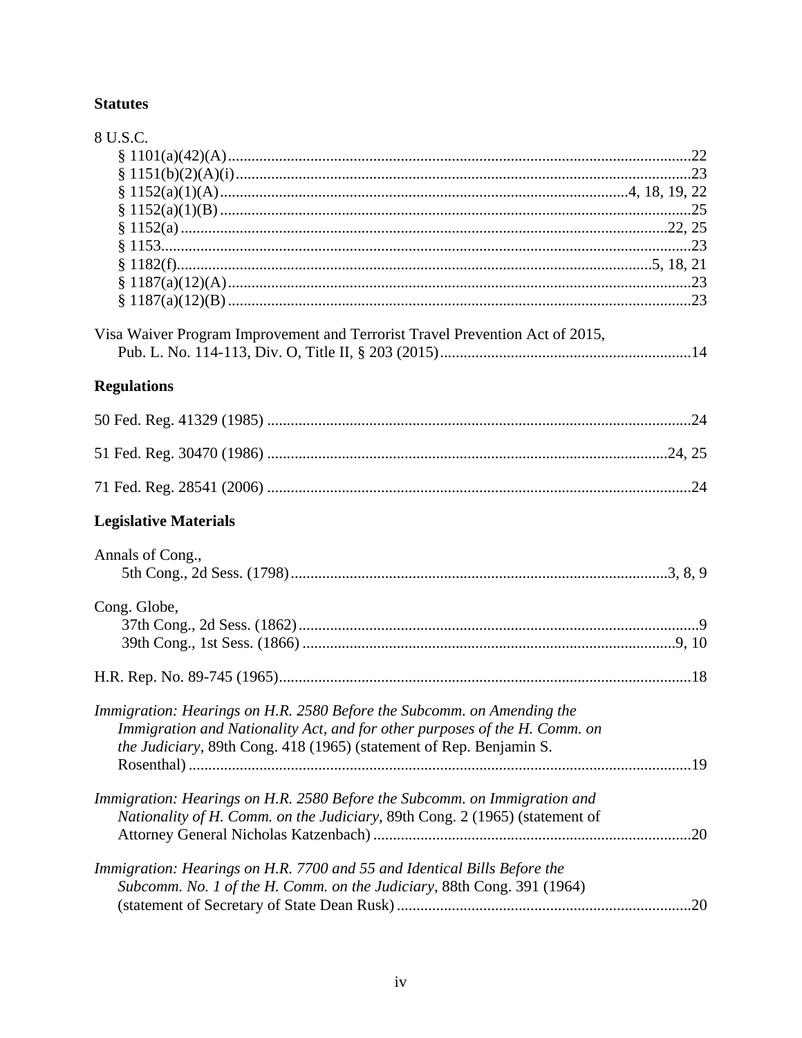## Statutes

8 U.S.C.

§ 1101(a)(42)(A) .......................................................................................................22
§ 1151(b)(2)(A)(i) ......................................................................................................23
§ 1152(a)(1)(A) ......................................................................................4, 18, 19, 22
§ 1152(a)(1)(B) .........................................................................................................25
§ 1152(a) ...........................................................................................................22, 25
§ 1153.......................................................................................................................23
§ 1182(f)...........................................................................................................5, 18, 21
§ 1187(a)(12)(A) .......................................................................................................23
§ 1187(a)(12)(B) .......................................................................................................23

Visa Waiver Program Improvement and Terrorist Travel Prevention Act of 2015, Pub. L. No. 114-113, Div. O, Title II, § 203 (2015)...............................................................14

## Regulations

50 Fed. Reg. 41329 (1985) .........................................................................................24

51 Fed. Reg. 30470 (1986) ......................................................................................24, 25

71 Fed. Reg. 28541 (2006) .........................................................................................24

## Legislative Materials

Annals of Cong.,
5th Cong., 2d Sess. (1798).....................................................................................3, 8, 9

Cong. Globe,
37th Cong., 2d Sess. (1862).............................................................................................9
39th Cong., 1st Sess. (1866) .......................................................................................9, 10

H.R. Rep. No. 89-745 (1965)........................................................................................18

*Immigration: Hearings on H.R. 2580 Before the Subcomm. on Amending the Immigration and Nationality Act, and for other purposes of the H. Comm. on the Judiciary*, 89th Cong. 418 (1965) (statement of Rep. Benjamin S. Rosenthal) ..........................................................................................................19

*Immigration: Hearings on H.R. 2580 Before the Subcomm. on Immigration and Nationality of H. Comm. on the Judiciary*, 89th Cong. 2 (1965) (statement of Attorney General Nicholas Katzenbach) ...............................................................20

*Immigration: Hearings on H.R. 7700 and 55 and Identical Bills Before the Subcomm. No. 1 of the H. Comm. on the Judiciary*, 88th Cong. 391 (1964) (statement of Secretary of State Dean Rusk) .........................................................................20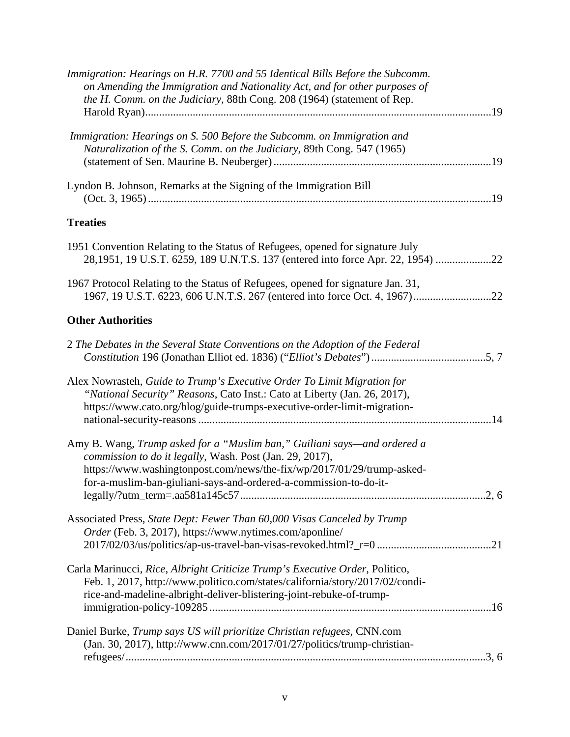*Immigration: Hearings on H.R. 7700 and 55 Identical Bills Before the Subcomm. on Amending the Immigration and Nationality Act, and for other purposes of the H. Comm. on the Judiciary*, 88th Cong. 208 (1964) (statement of Rep. Harold Ryan)........................................................................................................................19

*Immigration: Hearings on S. 500 Before the Subcomm. on Immigration and Naturalization of the S. Comm. on the Judiciary*, 89th Cong. 547 (1965) (statement of Sen. Maurine B. Neuberger).............................................................................19

Lyndon B. Johnson, Remarks at the Signing of the Immigration Bill (Oct. 3, 1965)..........................................................................................................................19

**Treaties**

1951 Convention Relating to the Status of Refugees, opened for signature July 28,1951, 19 U.S.T. 6259, 189 U.N.T.S. 137 (entered into force Apr. 22, 1954) ...................22

1967 Protocol Relating to the Status of Refugees, opened for signature Jan. 31, 1967, 19 U.S.T. 6223, 606 U.N.T.S. 267 (entered into force Oct. 4, 1967)...........................22

**Other Authorities**

2 *The Debates in the Several State Conventions on the Adoption of the Federal Constitution* 196 (Jonathan Elliot ed. 1836) ("*Elliot's Debates*")........................................5, 7

Alex Nowrasteh, *Guide to Trump's Executive Order To Limit Migration for "National Security" Reasons*, Cato Inst.: Cato at Liberty (Jan. 26, 2017), https://www.cato.org/blog/guide-trumps-executive-order-limit-migration-national-security-reasons ........................................................................................................14

Amy B. Wang, *Trump asked for a "Muslim ban," Guiliani says—and ordered a commission to do it legally*, Wash. Post (Jan. 29, 2017), https://www.washingtonpost.com/news/the-fix/wp/2017/01/29/trump-asked-for-a-muslim-ban-giuliani-says-and-ordered-a-commission-to-do-it-legally/?utm_term=.aa581a145c57........................................................................................2, 6

Associated Press, *State Dept: Fewer Than 60,000 Visas Canceled by Trump Order* (Feb. 3, 2017), https://www.nytimes.com/aponline/ 2017/02/03/us/politics/ap-us-travel-ban-visas-revoked.html?_r=0 .........................................21

Carla Marinucci, *Rice, Albright Criticize Trump's Executive Order*, Politico, Feb. 1, 2017, http://www.politico.com/states/california/story/2017/02/condi-rice-and-madeline-albright-deliver-blistering-joint-rebuke-of-trump-immigration-policy-109285....................................................................................................16

Daniel Burke, *Trump says US will prioritize Christian refugees*, CNN.com (Jan. 30, 2017), http://www.cnn.com/2017/01/27/politics/trump-christian-refugees/................................................................................................................................3, 6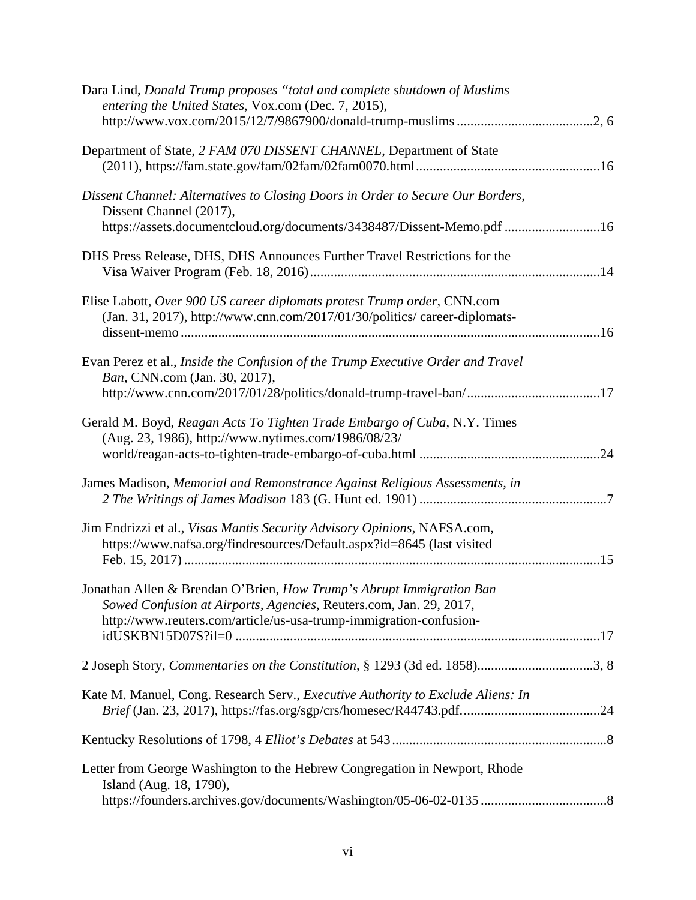Dara Lind, *Donald Trump proposes "total and complete shutdown of Muslims entering the United States*, Vox.com (Dec. 7, 2015), http://www.vox.com/2015/12/7/9867900/donald-trump-muslims ........................................2, 6

Department of State, *2 FAM 070 DISSENT CHANNEL*, Department of State (2011), https://fam.state.gov/fam/02fam/02fam0070.html.....................................................16

*Dissent Channel: Alternatives to Closing Doors in Order to Secure Our Borders*, Dissent Channel (2017), https://assets.documentcloud.org/documents/3438487/Dissent-Memo.pdf ............................16

DHS Press Release, DHS, DHS Announces Further Travel Restrictions for the Visa Waiver Program (Feb. 18, 2016).....................................................................................14

Elise Labott, *Over 900 US career diplomats protest Trump order*, CNN.com (Jan. 31, 2017), http://www.cnn.com/2017/01/30/politics/ career-diplomats-dissent-memo..........................................................................................................................16

Evan Perez et al., *Inside the Confusion of the Trump Executive Order and Travel Ban*, CNN.com (Jan. 30, 2017), http://www.cnn.com/2017/01/28/politics/donald-trump-travel-ban/.......................................17

Gerald M. Boyd, *Reagan Acts To Tighten Trade Embargo of Cuba*, N.Y. Times (Aug. 23, 1986), http://www.nytimes.com/1986/08/23/ world/reagan-acts-to-tighten-trade-embargo-of-cuba.html .....................................................24

James Madison, *Memorial and Remonstrance Against Religious Assessments, in 2 The Writings of James Madison* 183 (G. Hunt ed. 1901) .......................................................7

Jim Endrizzi et al., *Visas Mantis Security Advisory Opinions*, NAFSA.com, https://www.nafsa.org/findresources/Default.aspx?id=8645 (last visited Feb. 15, 2017) ..........................................................................................................................15

Jonathan Allen & Brendan O'Brien, *How Trump's Abrupt Immigration Ban Sowed Confusion at Airports, Agencies*, Reuters.com, Jan. 29, 2017, http://www.reuters.com/article/us-usa-trump-immigration-confusion-idUSKBN15D07S?il=0 ...........................................................................................................17

2 Joseph Story, *Commentaries on the Constitution*, § 1293 (3d ed. 1858)..................................3, 8

Kate M. Manuel, Cong. Research Serv., *Executive Authority to Exclude Aliens: In Brief* (Jan. 23, 2017), https://fas.org/sgp/crs/homesec/R44743.pdf.........................................24

Kentucky Resolutions of 1798, 4 *Elliot's Debates* at 543...............................................................8

Letter from George Washington to the Hebrew Congregation in Newport, Rhode Island (Aug. 18, 1790), https://founders.archives.gov/documents/Washington/05-06-02-0135.....................................8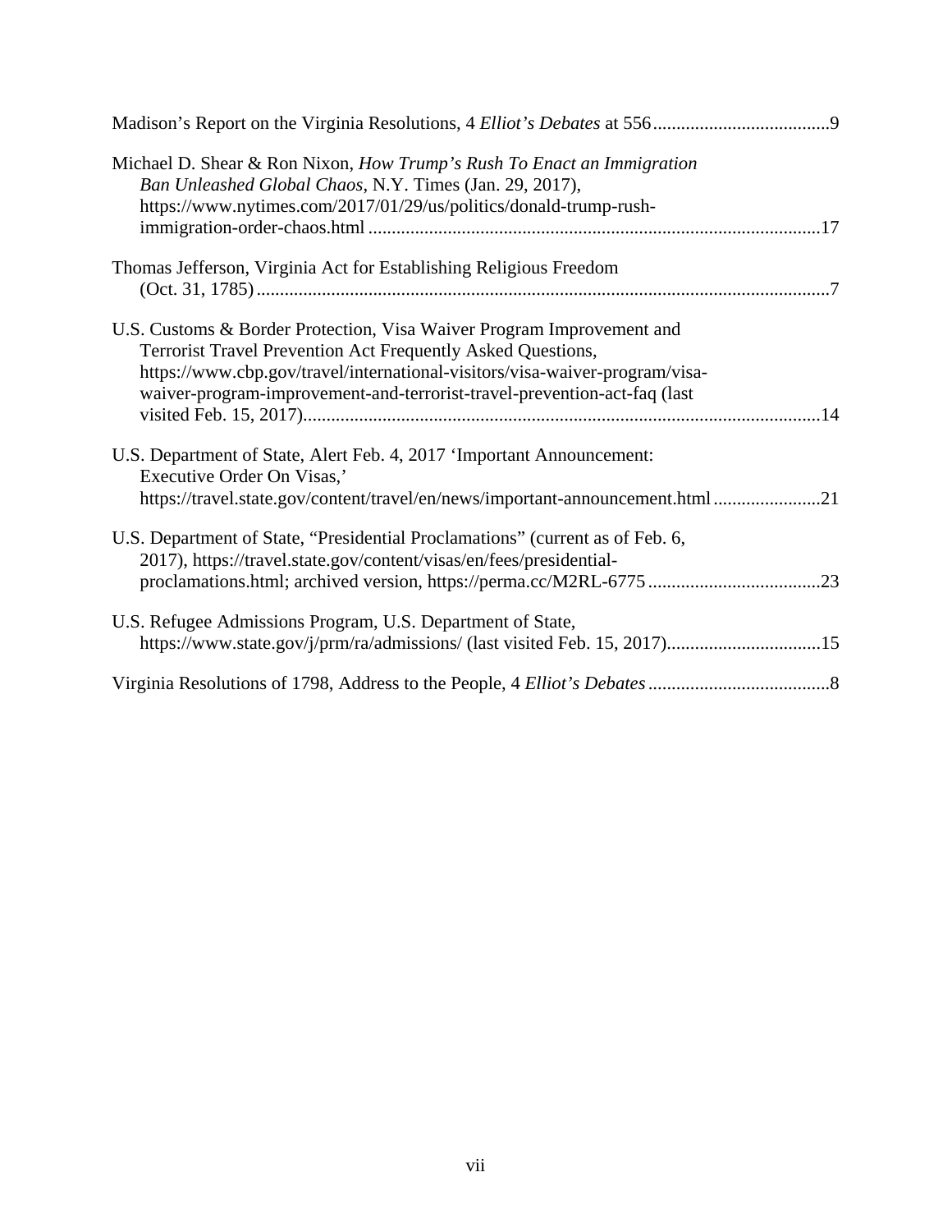Madison's Report on the Virginia Resolutions, 4 *Elliot's Debates* at 556......................................9

Michael D. Shear & Ron Nixon, *How Trump's Rush To Enact an Immigration Ban Unleashed Global Chaos*, N.Y. Times (Jan. 29, 2017), https://www.nytimes.com/2017/01/29/us/politics/donald-trump-rush-immigration-order-chaos.html ...............................................................................................17

Thomas Jefferson, Virginia Act for Establishing Religious Freedom (Oct. 31, 1785) ..........................................................................................................................7

U.S. Customs & Border Protection, Visa Waiver Program Improvement and Terrorist Travel Prevention Act Frequently Asked Questions, https://www.cbp.gov/travel/international-visitors/visa-waiver-program/visa-waiver-program-improvement-and-terrorist-travel-prevention-act-faq (last visited Feb. 15, 2017)..............................................................................................................14

U.S. Department of State, Alert Feb. 4, 2017 'Important Announcement: Executive Order On Visas,' https://travel.state.gov/content/travel/en/news/important-announcement.html .......................21

U.S. Department of State, "Presidential Proclamations" (current as of Feb. 6, 2017), https://travel.state.gov/content/visas/en/fees/presidential-proclamations.html; archived version, https://perma.cc/M2RL-6775 .....................................23

U.S. Refugee Admissions Program, U.S. Department of State, https://www.state.gov/j/prm/ra/admissions/ (last visited Feb. 15, 2017).................................15

Virginia Resolutions of 1798, Address to the People, 4 *Elliot's Debates* .......................................8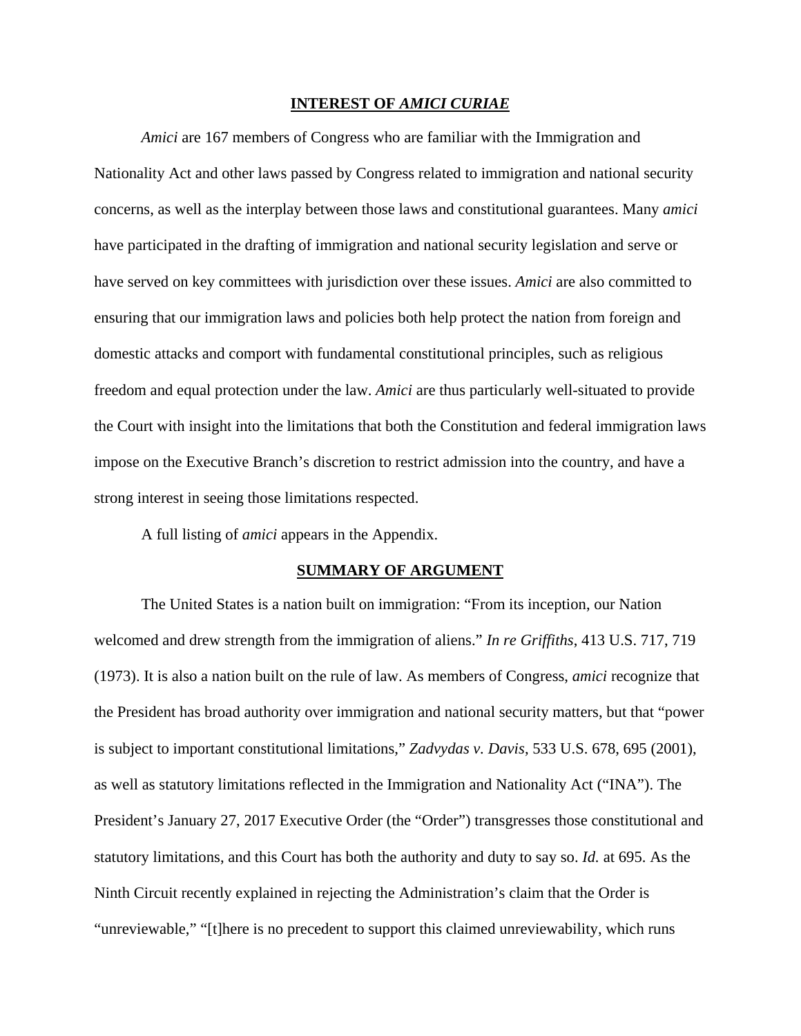## INTEREST OF *AMICI CURIAE*

*Amici* are 167 members of Congress who are familiar with the Immigration and Nationality Act and other laws passed by Congress related to immigration and national security concerns, as well as the interplay between those laws and constitutional guarantees. Many *amici* have participated in the drafting of immigration and national security legislation and serve or have served on key committees with jurisdiction over these issues. *Amici* are also committed to ensuring that our immigration laws and policies both help protect the nation from foreign and domestic attacks and comport with fundamental constitutional principles, such as religious freedom and equal protection under the law. *Amici* are thus particularly well-situated to provide the Court with insight into the limitations that both the Constitution and federal immigration laws impose on the Executive Branch's discretion to restrict admission into the country, and have a strong interest in seeing those limitations respected.

A full listing of *amici* appears in the Appendix.

## SUMMARY OF ARGUMENT

The United States is a nation built on immigration: "From its inception, our Nation welcomed and drew strength from the immigration of aliens." *In re Griffiths*, 413 U.S. 717, 719 (1973). It is also a nation built on the rule of law. As members of Congress, *amici* recognize that the President has broad authority over immigration and national security matters, but that "power is subject to important constitutional limitations," *Zadvydas v. Davis*, 533 U.S. 678, 695 (2001), as well as statutory limitations reflected in the Immigration and Nationality Act ("INA"). The President's January 27, 2017 Executive Order (the "Order") transgresses those constitutional and statutory limitations, and this Court has both the authority and duty to say so. *Id.* at 695. As the Ninth Circuit recently explained in rejecting the Administration's claim that the Order is "unreviewable," "[t]here is no precedent to support this claimed unreviewability, which runs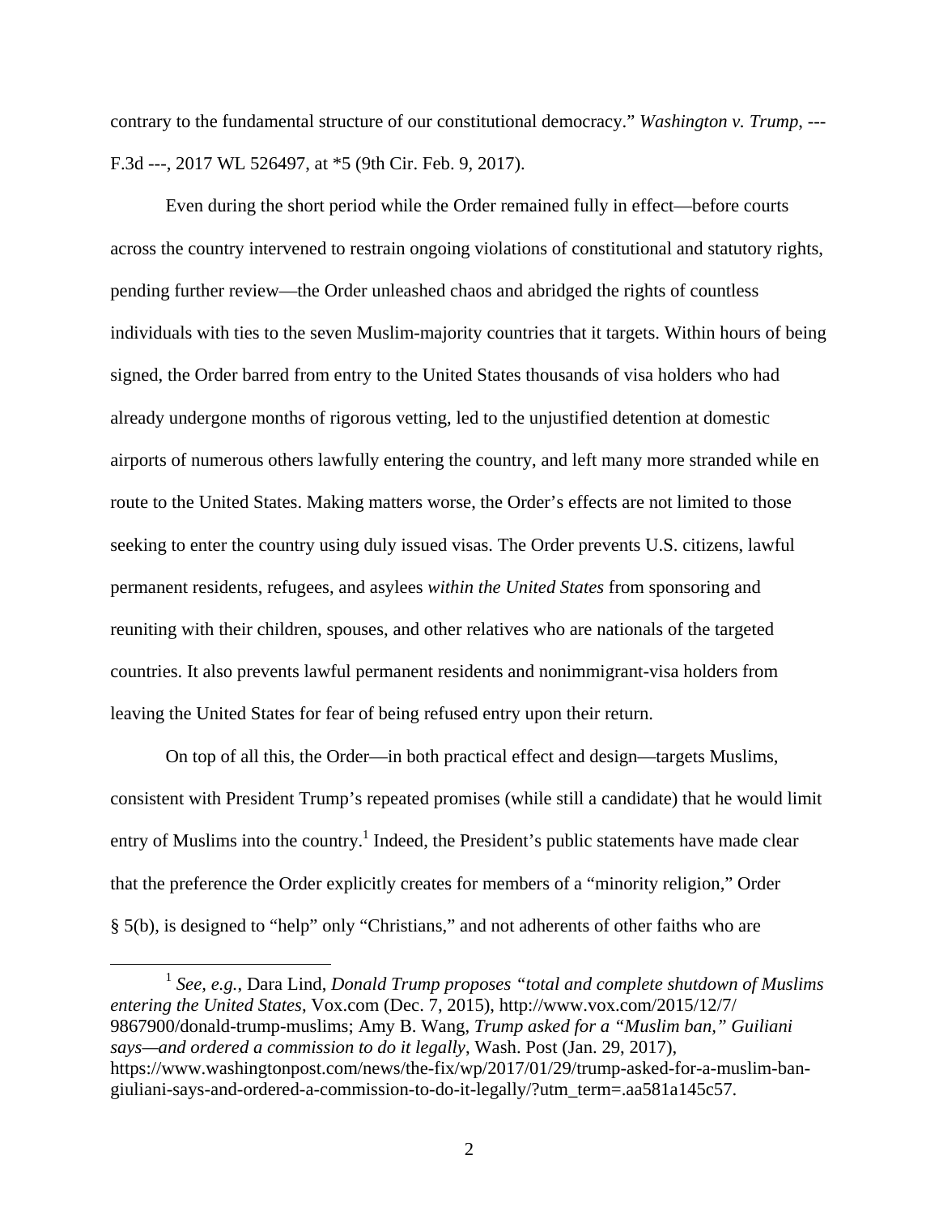contrary to the fundamental structure of our constitutional democracy." *Washington v. Trump*, --- F.3d ---, 2017 WL 526497, at *5 (9th Cir. Feb. 9, 2017).

Even during the short period while the Order remained fully in effect—before courts across the country intervened to restrain ongoing violations of constitutional and statutory rights, pending further review—the Order unleashed chaos and abridged the rights of countless individuals with ties to the seven Muslim-majority countries that it targets. Within hours of being signed, the Order barred from entry to the United States thousands of visa holders who had already undergone months of rigorous vetting, led to the unjustified detention at domestic airports of numerous others lawfully entering the country, and left many more stranded while en route to the United States. Making matters worse, the Order's effects are not limited to those seeking to enter the country using duly issued visas. The Order prevents U.S. citizens, lawful permanent residents, refugees, and asylees *within the United States* from sponsoring and reuniting with their children, spouses, and other relatives who are nationals of the targeted countries. It also prevents lawful permanent residents and nonimmigrant-visa holders from leaving the United States for fear of being refused entry upon their return.

On top of all this, the Order—in both practical effect and design—targets Muslims, consistent with President Trump's repeated promises (while still a candidate) that he would limit entry of Muslims into the country.[1] Indeed, the President's public statements have made clear that the preference the Order explicitly creates for members of a "minority religion," Order § 5(b), is designed to "help" only "Christians," and not adherents of other faiths who are

[1] *See, e.g.*, Dara Lind, *Donald Trump proposes "total and complete shutdown of Muslims entering the United States*, Vox.com (Dec. 7, 2015), http://www.vox.com/2015/12/7/9867900/donald-trump-muslims; Amy B. Wang, *Trump asked for a "Muslim ban," Guiliani says—and ordered a commission to do it legally*, Wash. Post (Jan. 29, 2017), https://www.washingtonpost.com/news/the-fix/wp/2017/01/29/trump-asked-for-a-muslim-ban-giuliani-says-and-ordered-a-commission-to-do-it-legally/?utm_term=.aa581a145c57.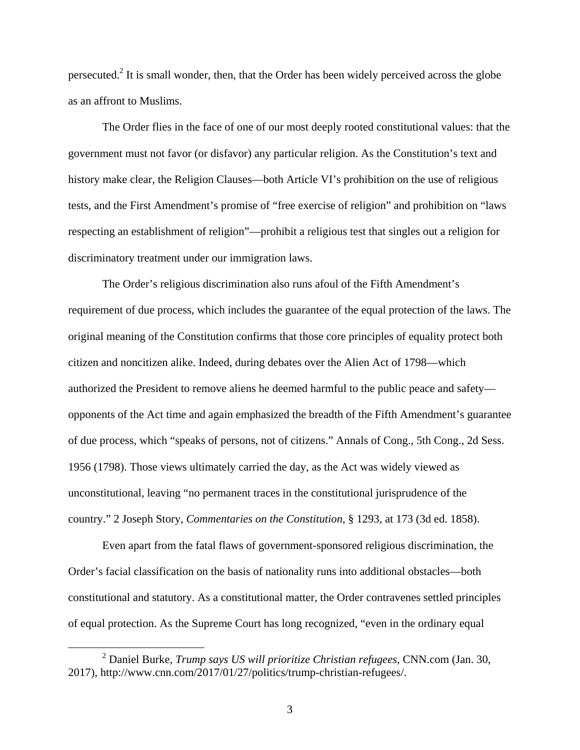persecuted.[2] It is small wonder, then, that the Order has been widely perceived across the globe as an affront to Muslims.

The Order flies in the face of one of our most deeply rooted constitutional values: that the government must not favor (or disfavor) any particular religion. As the Constitution's text and history make clear, the Religion Clauses—both Article VI's prohibition on the use of religious tests, and the First Amendment's promise of "free exercise of religion" and prohibition on "laws respecting an establishment of religion"—prohibit a religious test that singles out a religion for discriminatory treatment under our immigration laws.

The Order's religious discrimination also runs afoul of the Fifth Amendment's requirement of due process, which includes the guarantee of the equal protection of the laws. The original meaning of the Constitution confirms that those core principles of equality protect both citizen and noncitizen alike. Indeed, during debates over the Alien Act of 1798—which authorized the President to remove aliens he deemed harmful to the public peace and safety—opponents of the Act time and again emphasized the breadth of the Fifth Amendment's guarantee of due process, which "speaks of persons, not of citizens." Annals of Cong., 5th Cong., 2d Sess. 1956 (1798). Those views ultimately carried the day, as the Act was widely viewed as unconstitutional, leaving "no permanent traces in the constitutional jurisprudence of the country." 2 Joseph Story, *Commentaries on the Constitution*, § 1293, at 173 (3d ed. 1858).

Even apart from the fatal flaws of government-sponsored religious discrimination, the Order's facial classification on the basis of nationality runs into additional obstacles—both constitutional and statutory. As a constitutional matter, the Order contravenes settled principles of equal protection. As the Supreme Court has long recognized, "even in the ordinary equal

---

[2] Daniel Burke, *Trump says US will prioritize Christian refugees*, CNN.com (Jan. 30, 2017), http://www.cnn.com/2017/01/27/politics/trump-christian-refugees/.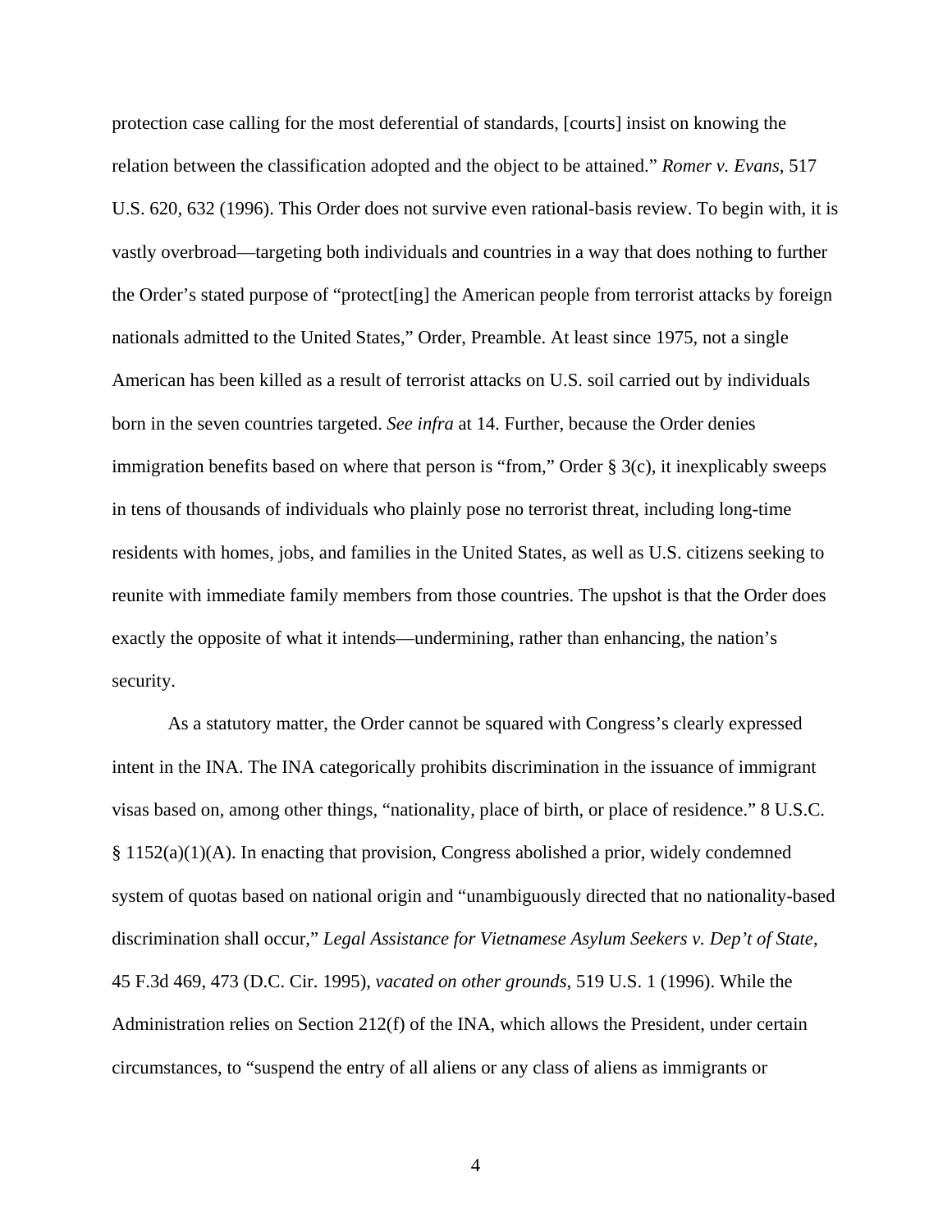protection case calling for the most deferential of standards, [courts] insist on knowing the relation between the classification adopted and the object to be attained." *Romer v. Evans*, 517 U.S. 620, 632 (1996). This Order does not survive even rational-basis review. To begin with, it is vastly overbroad—targeting both individuals and countries in a way that does nothing to further the Order's stated purpose of "protect[ing] the American people from terrorist attacks by foreign nationals admitted to the United States," Order, Preamble. At least since 1975, not a single American has been killed as a result of terrorist attacks on U.S. soil carried out by individuals born in the seven countries targeted. *See infra* at 14. Further, because the Order denies immigration benefits based on where that person is "from," Order § 3(c), it inexplicably sweeps in tens of thousands of individuals who plainly pose no terrorist threat, including long-time residents with homes, jobs, and families in the United States, as well as U.S. citizens seeking to reunite with immediate family members from those countries. The upshot is that the Order does exactly the opposite of what it intends—undermining, rather than enhancing, the nation's security.

As a statutory matter, the Order cannot be squared with Congress's clearly expressed intent in the INA. The INA categorically prohibits discrimination in the issuance of immigrant visas based on, among other things, "nationality, place of birth, or place of residence." 8 U.S.C. § 1152(a)(1)(A). In enacting that provision, Congress abolished a prior, widely condemned system of quotas based on national origin and "unambiguously directed that no nationality-based discrimination shall occur," *Legal Assistance for Vietnamese Asylum Seekers v. Dep't of State*, 45 F.3d 469, 473 (D.C. Cir. 1995), *vacated on other grounds*, 519 U.S. 1 (1996). While the Administration relies on Section 212(f) of the INA, which allows the President, under certain circumstances, to "suspend the entry of all aliens or any class of aliens as immigrants or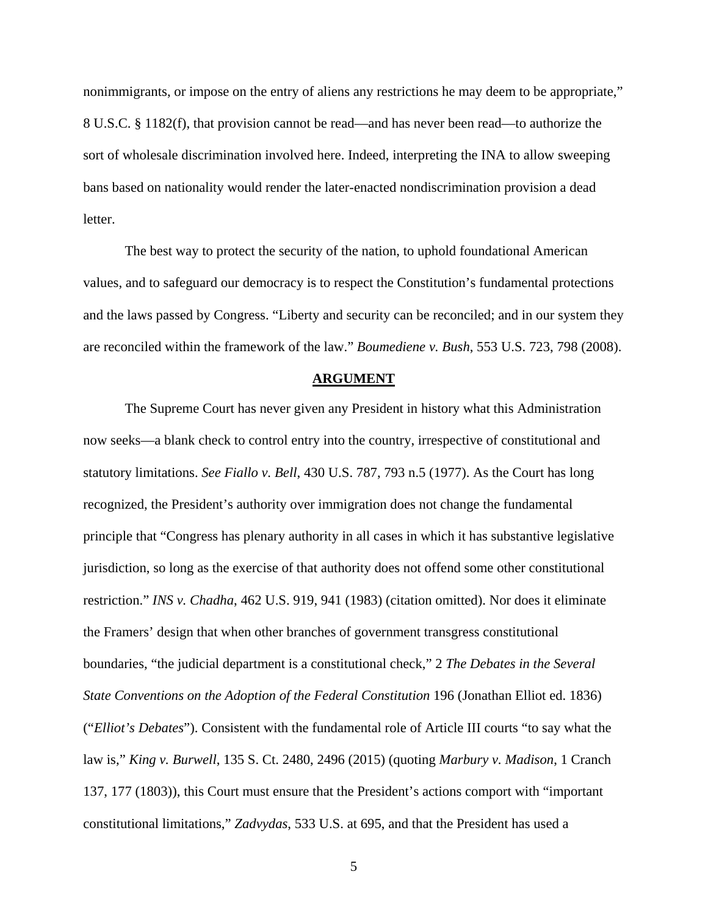nonimmigrants, or impose on the entry of aliens any restrictions he may deem to be appropriate," 8 U.S.C. § 1182(f), that provision cannot be read—and has never been read—to authorize the sort of wholesale discrimination involved here. Indeed, interpreting the INA to allow sweeping bans based on nationality would render the later-enacted nondiscrimination provision a dead letter.

The best way to protect the security of the nation, to uphold foundational American values, and to safeguard our democracy is to respect the Constitution's fundamental protections and the laws passed by Congress. "Liberty and security can be reconciled; and in our system they are reconciled within the framework of the law." *Boumediene v. Bush*, 553 U.S. 723, 798 (2008).

## ARGUMENT

The Supreme Court has never given any President in history what this Administration now seeks—a blank check to control entry into the country, irrespective of constitutional and statutory limitations. *See Fiallo v. Bell*, 430 U.S. 787, 793 n.5 (1977). As the Court has long recognized, the President's authority over immigration does not change the fundamental principle that "Congress has plenary authority in all cases in which it has substantive legislative jurisdiction, so long as the exercise of that authority does not offend some other constitutional restriction." *INS v. Chadha*, 462 U.S. 919, 941 (1983) (citation omitted). Nor does it eliminate the Framers' design that when other branches of government transgress constitutional boundaries, "the judicial department is a constitutional check," 2 *The Debates in the Several State Conventions on the Adoption of the Federal Constitution* 196 (Jonathan Elliot ed. 1836) ("*Elliot's Debates*"). Consistent with the fundamental role of Article III courts "to say what the law is," *King v. Burwell*, 135 S. Ct. 2480, 2496 (2015) (quoting *Marbury v. Madison*, 1 Cranch 137, 177 (1803)), this Court must ensure that the President's actions comport with "important constitutional limitations," *Zadvydas*, 533 U.S. at 695, and that the President has used a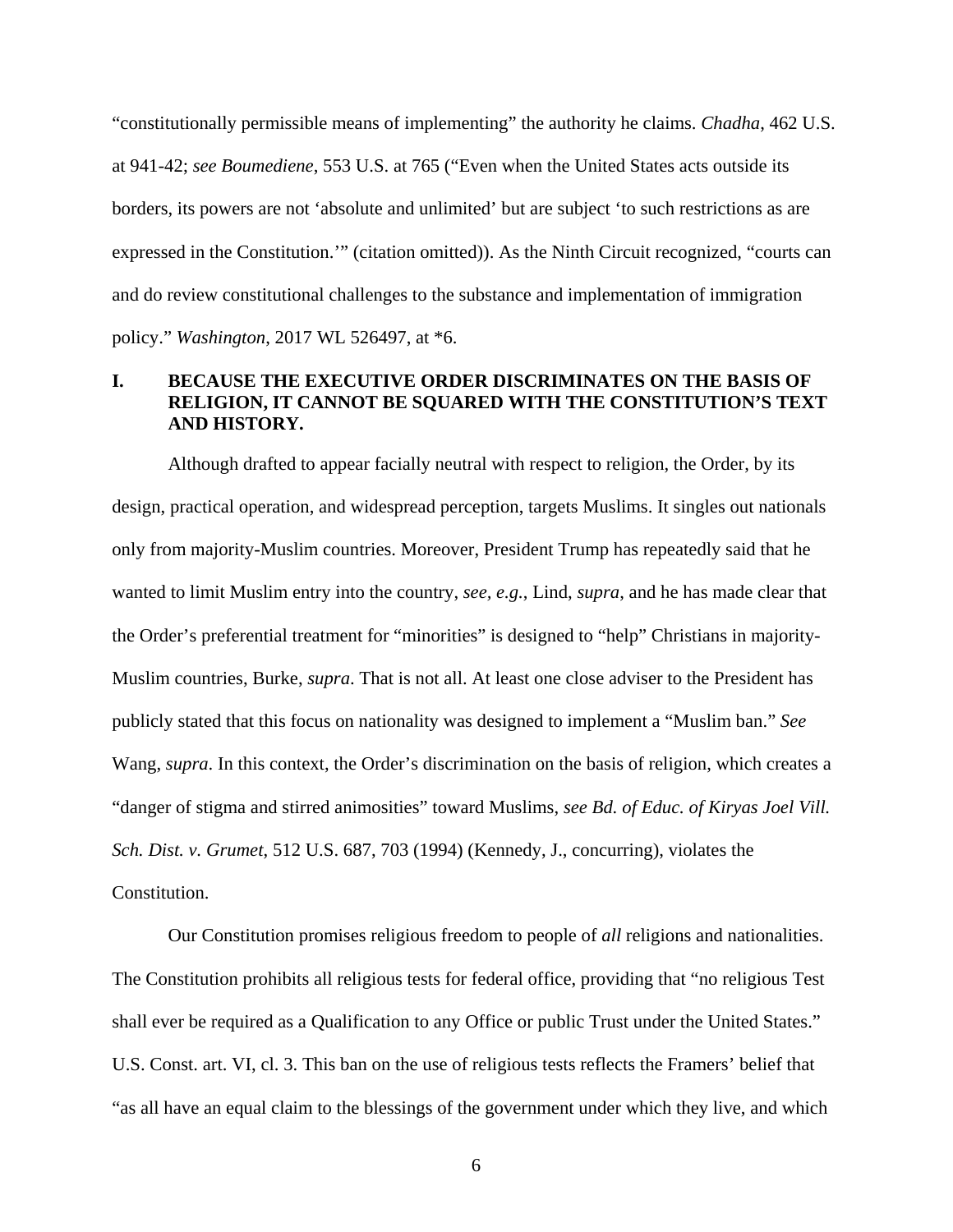"constitutionally permissible means of implementing" the authority he claims. *Chadha*, 462 U.S. at 941-42; *see Boumediene*, 553 U.S. at 765 ("Even when the United States acts outside its borders, its powers are not 'absolute and unlimited' but are subject 'to such restrictions as are expressed in the Constitution.'" (citation omitted)). As the Ninth Circuit recognized, "courts can and do review constitutional challenges to the substance and implementation of immigration policy." *Washington*, 2017 WL 526497, at *6.

## I. BECAUSE THE EXECUTIVE ORDER DISCRIMINATES ON THE BASIS OF RELIGION, IT CANNOT BE SQUARED WITH THE CONSTITUTION'S TEXT AND HISTORY.

Although drafted to appear facially neutral with respect to religion, the Order, by its design, practical operation, and widespread perception, targets Muslims. It singles out nationals only from majority-Muslim countries. Moreover, President Trump has repeatedly said that he wanted to limit Muslim entry into the country, *see, e.g.*, Lind, *supra*, and he has made clear that the Order's preferential treatment for "minorities" is designed to "help" Christians in majority-Muslim countries, Burke, *supra*. That is not all. At least one close adviser to the President has publicly stated that this focus on nationality was designed to implement a "Muslim ban." *See* Wang, *supra*. In this context, the Order's discrimination on the basis of religion, which creates a "danger of stigma and stirred animosities" toward Muslims, *see Bd. of Educ. of Kiryas Joel Vill. Sch. Dist. v. Grumet*, 512 U.S. 687, 703 (1994) (Kennedy, J., concurring), violates the Constitution.

Our Constitution promises religious freedom to people of *all* religions and nationalities. The Constitution prohibits all religious tests for federal office, providing that "no religious Test shall ever be required as a Qualification to any Office or public Trust under the United States." U.S. Const. art. VI, cl. 3. This ban on the use of religious tests reflects the Framers' belief that "as all have an equal claim to the blessings of the government under which they live, and which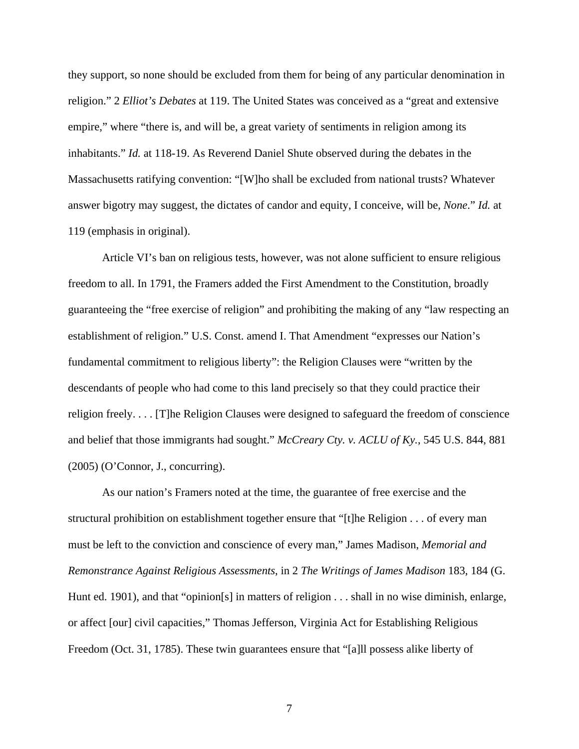they support, so none should be excluded from them for being of any particular denomination in religion." 2 *Elliot's Debates* at 119. The United States was conceived as a "great and extensive empire," where "there is, and will be, a great variety of sentiments in religion among its inhabitants." *Id.* at 118-19. As Reverend Daniel Shute observed during the debates in the Massachusetts ratifying convention: "[W]ho shall be excluded from national trusts? Whatever answer bigotry may suggest, the dictates of candor and equity, I conceive, will be, *None*." *Id.* at 119 (emphasis in original).

Article VI's ban on religious tests, however, was not alone sufficient to ensure religious freedom to all. In 1791, the Framers added the First Amendment to the Constitution, broadly guaranteeing the "free exercise of religion" and prohibiting the making of any "law respecting an establishment of religion." U.S. Const. amend I. That Amendment "expresses our Nation's fundamental commitment to religious liberty": the Religion Clauses were "written by the descendants of people who had come to this land precisely so that they could practice their religion freely. . . . [T]he Religion Clauses were designed to safeguard the freedom of conscience and belief that those immigrants had sought." *McCreary Cty. v. ACLU of Ky.*, 545 U.S. 844, 881 (2005) (O'Connor, J., concurring).

As our nation's Framers noted at the time, the guarantee of free exercise and the structural prohibition on establishment together ensure that "[t]he Religion . . . of every man must be left to the conviction and conscience of every man," James Madison, *Memorial and Remonstrance Against Religious Assessments*, in 2 *The Writings of James Madison* 183, 184 (G. Hunt ed. 1901), and that "opinion[s] in matters of religion . . . shall in no wise diminish, enlarge, or affect [our] civil capacities," Thomas Jefferson, Virginia Act for Establishing Religious Freedom (Oct. 31, 1785). These twin guarantees ensure that "[a]ll possess alike liberty of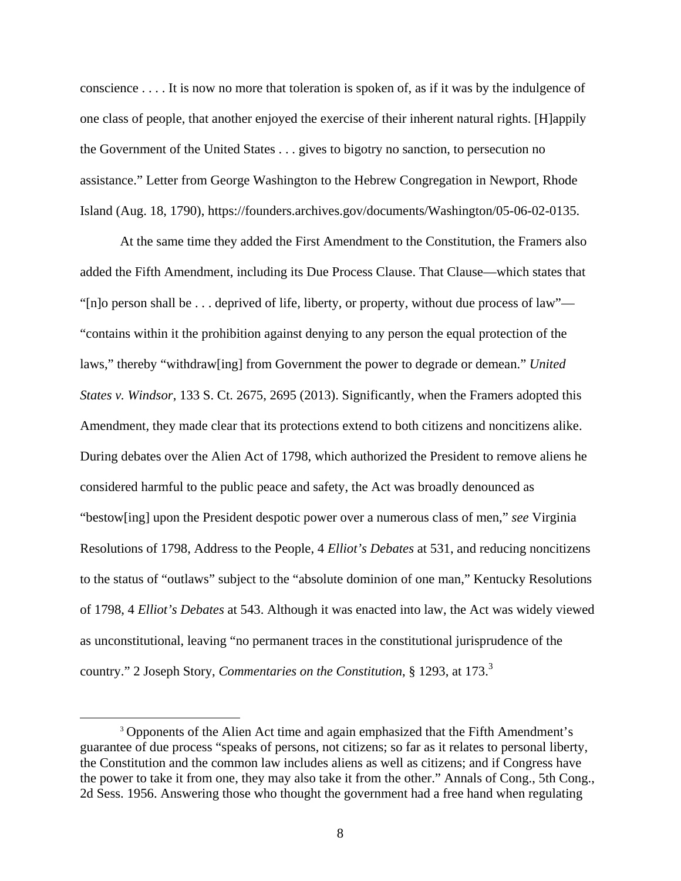conscience . . . . It is now no more that toleration is spoken of, as if it was by the indulgence of one class of people, that another enjoyed the exercise of their inherent natural rights. [H]appily the Government of the United States . . . gives to bigotry no sanction, to persecution no assistance." Letter from George Washington to the Hebrew Congregation in Newport, Rhode Island (Aug. 18, 1790), https://founders.archives.gov/documents/Washington/05-06-02-0135.

At the same time they added the First Amendment to the Constitution, the Framers also added the Fifth Amendment, including its Due Process Clause. That Clause—which states that "[n]o person shall be . . . deprived of life, liberty, or property, without due process of law"—"contains within it the prohibition against denying to any person the equal protection of the laws," thereby "withdraw[ing] from Government the power to degrade or demean." *United States v. Windsor*, 133 S. Ct. 2675, 2695 (2013). Significantly, when the Framers adopted this Amendment, they made clear that its protections extend to both citizens and noncitizens alike. During debates over the Alien Act of 1798, which authorized the President to remove aliens he considered harmful to the public peace and safety, the Act was broadly denounced as "bestow[ing] upon the President despotic power over a numerous class of men," *see* Virginia Resolutions of 1798, Address to the People, 4 *Elliot's Debates* at 531, and reducing noncitizens to the status of "outlaws" subject to the "absolute dominion of one man," Kentucky Resolutions of 1798, 4 *Elliot's Debates* at 543. Although it was enacted into law, the Act was widely viewed as unconstitutional, leaving "no permanent traces in the constitutional jurisprudence of the country." 2 Joseph Story, *Commentaries on the Constitution*, § 1293, at 173.[3]

[3] Opponents of the Alien Act time and again emphasized that the Fifth Amendment's guarantee of due process "speaks of persons, not citizens; so far as it relates to personal liberty, the Constitution and the common law includes aliens as well as citizens; and if Congress have the power to take it from one, they may also take it from the other." Annals of Cong., 5th Cong., 2d Sess. 1956. Answering those who thought the government had a free hand when regulating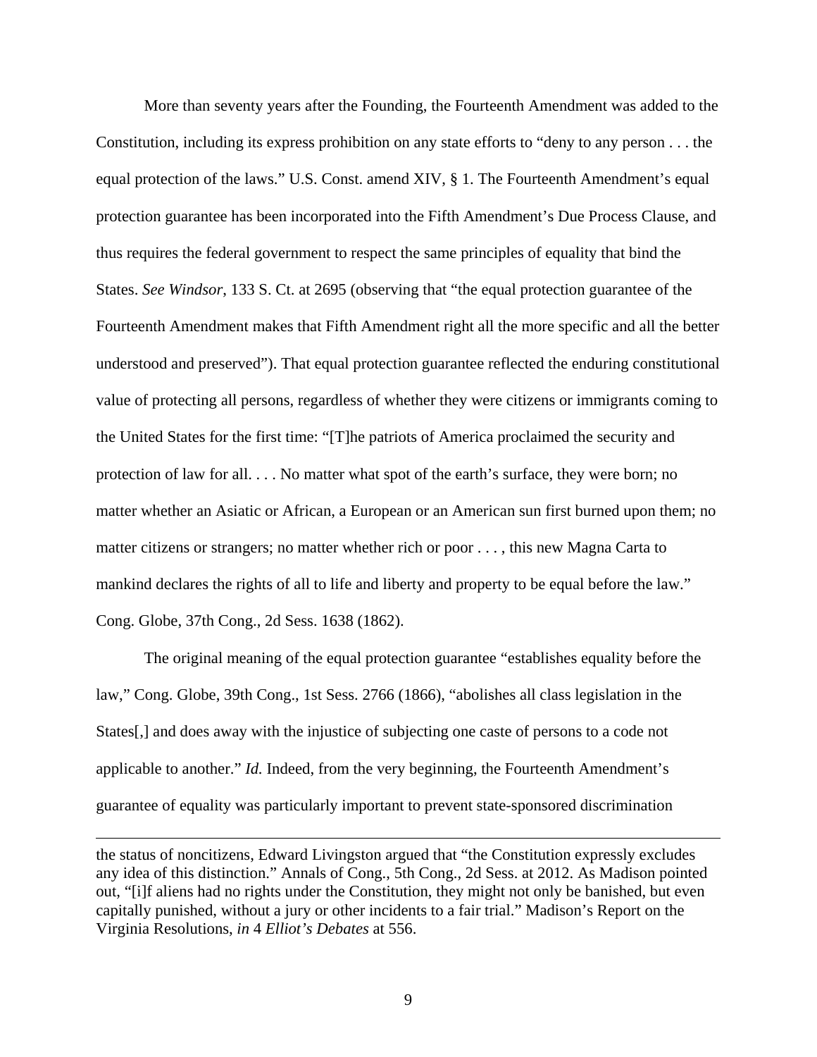More than seventy years after the Founding, the Fourteenth Amendment was added to the Constitution, including its express prohibition on any state efforts to "deny to any person . . . the equal protection of the laws." U.S. Const. amend XIV, § 1. The Fourteenth Amendment's equal protection guarantee has been incorporated into the Fifth Amendment's Due Process Clause, and thus requires the federal government to respect the same principles of equality that bind the States. *See Windsor*, 133 S. Ct. at 2695 (observing that "the equal protection guarantee of the Fourteenth Amendment makes that Fifth Amendment right all the more specific and all the better understood and preserved"). That equal protection guarantee reflected the enduring constitutional value of protecting all persons, regardless of whether they were citizens or immigrants coming to the United States for the first time: "[T]he patriots of America proclaimed the security and protection of law for all. . . . No matter what spot of the earth's surface, they were born; no matter whether an Asiatic or African, a European or an American sun first burned upon them; no matter citizens or strangers; no matter whether rich or poor . . . , this new Magna Carta to mankind declares the rights of all to life and liberty and property to be equal before the law." Cong. Globe, 37th Cong., 2d Sess. 1638 (1862).

The original meaning of the equal protection guarantee "establishes equality before the law," Cong. Globe, 39th Cong., 1st Sess. 2766 (1866), "abolishes all class legislation in the States[,] and does away with the injustice of subjecting one caste of persons to a code not applicable to another." *Id.* Indeed, from the very beginning, the Fourteenth Amendment's guarantee of equality was particularly important to prevent state-sponsored discrimination

---

the status of noncitizens, Edward Livingston argued that "the Constitution expressly excludes any idea of this distinction." Annals of Cong., 5th Cong., 2d Sess. at 2012. As Madison pointed out, "[i]f aliens had no rights under the Constitution, they might not only be banished, but even capitally punished, without a jury or other incidents to a fair trial." Madison's Report on the Virginia Resolutions, *in* 4 *Elliot's Debates* at 556.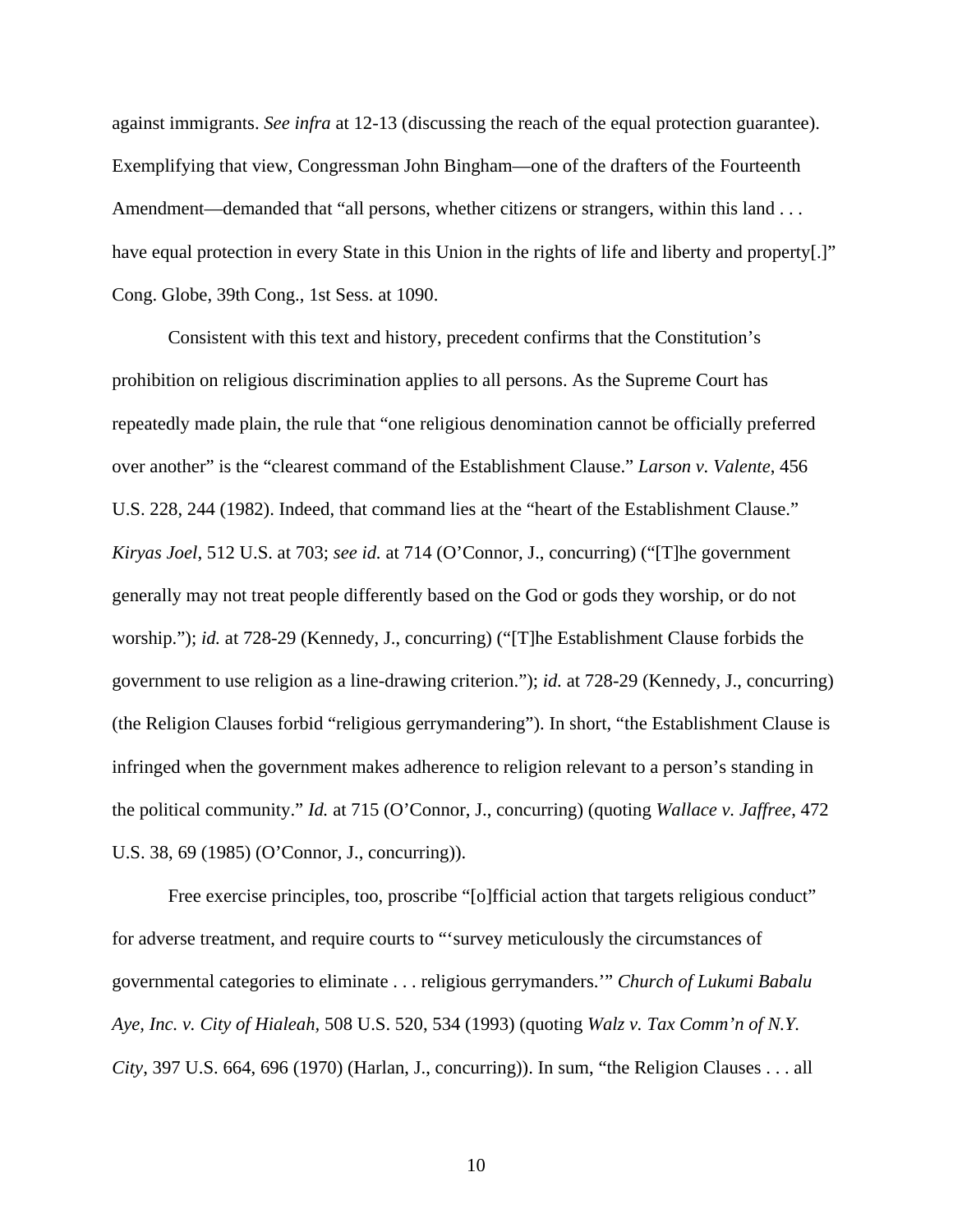against immigrants. *See infra* at 12-13 (discussing the reach of the equal protection guarantee). Exemplifying that view, Congressman John Bingham—one of the drafters of the Fourteenth Amendment—demanded that "all persons, whether citizens or strangers, within this land . . . have equal protection in every State in this Union in the rights of life and liberty and property[.]" Cong. Globe, 39th Cong., 1st Sess. at 1090.

Consistent with this text and history, precedent confirms that the Constitution's prohibition on religious discrimination applies to all persons. As the Supreme Court has repeatedly made plain, the rule that "one religious denomination cannot be officially preferred over another" is the "clearest command of the Establishment Clause." *Larson v. Valente*, 456 U.S. 228, 244 (1982). Indeed, that command lies at the "heart of the Establishment Clause." *Kiryas Joel*, 512 U.S. at 703; *see id.* at 714 (O'Connor, J., concurring) ("[T]he government generally may not treat people differently based on the God or gods they worship, or do not worship."); *id.* at 728-29 (Kennedy, J., concurring) ("[T]he Establishment Clause forbids the government to use religion as a line-drawing criterion."); *id.* at 728-29 (Kennedy, J., concurring) (the Religion Clauses forbid "religious gerrymandering"). In short, "the Establishment Clause is infringed when the government makes adherence to religion relevant to a person's standing in the political community." *Id.* at 715 (O'Connor, J., concurring) (quoting *Wallace v. Jaffree*, 472 U.S. 38, 69 (1985) (O'Connor, J., concurring)).

Free exercise principles, too, proscribe "[o]fficial action that targets religious conduct" for adverse treatment, and require courts to "'survey meticulously the circumstances of governmental categories to eliminate . . . religious gerrymanders.'" *Church of Lukumi Babalu Aye, Inc. v. City of Hialeah*, 508 U.S. 520, 534 (1993) (quoting *Walz v. Tax Comm'n of N.Y. City*, 397 U.S. 664, 696 (1970) (Harlan, J., concurring)). In sum, "the Religion Clauses . . . all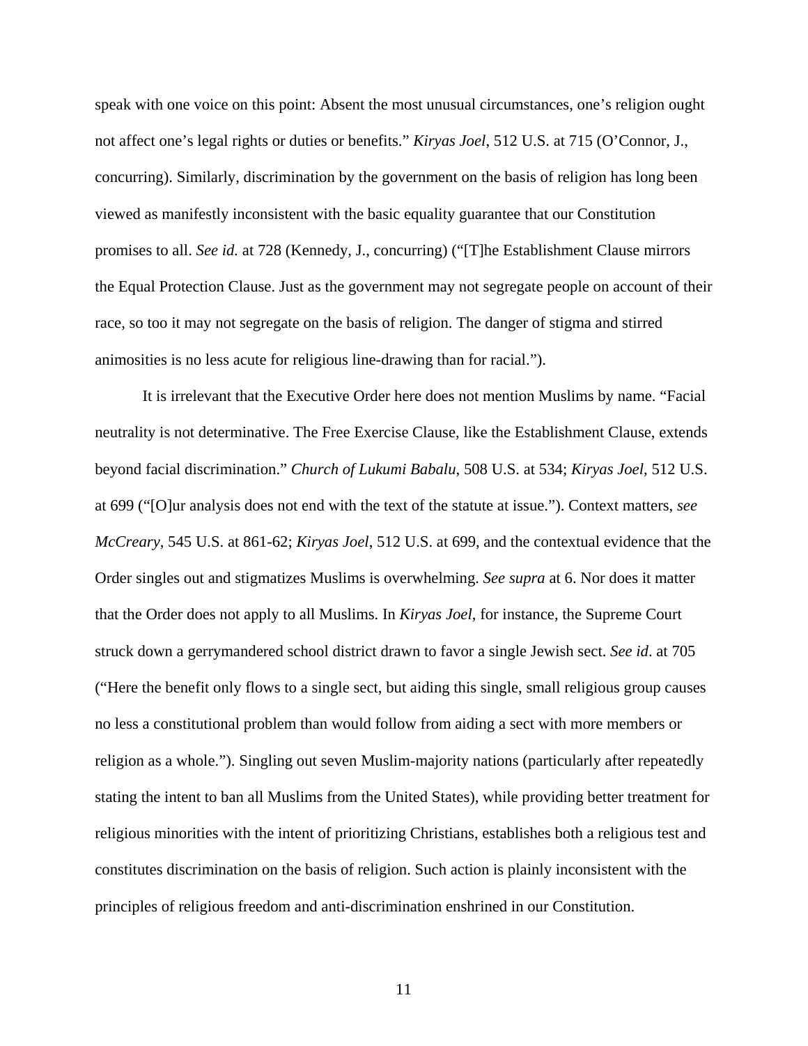speak with one voice on this point: Absent the most unusual circumstances, one's religion ought not affect one's legal rights or duties or benefits." *Kiryas Joel*, 512 U.S. at 715 (O'Connor, J., concurring). Similarly, discrimination by the government on the basis of religion has long been viewed as manifestly inconsistent with the basic equality guarantee that our Constitution promises to all. *See id.* at 728 (Kennedy, J., concurring) ("[T]he Establishment Clause mirrors the Equal Protection Clause. Just as the government may not segregate people on account of their race, so too it may not segregate on the basis of religion. The danger of stigma and stirred animosities is no less acute for religious line-drawing than for racial.").

It is irrelevant that the Executive Order here does not mention Muslims by name. "Facial neutrality is not determinative. The Free Exercise Clause, like the Establishment Clause, extends beyond facial discrimination." *Church of Lukumi Babalu*, 508 U.S. at 534; *Kiryas Joel*, 512 U.S. at 699 ("[O]ur analysis does not end with the text of the statute at issue."). Context matters, *see McCreary*, 545 U.S. at 861-62; *Kiryas Joel*, 512 U.S. at 699, and the contextual evidence that the Order singles out and stigmatizes Muslims is overwhelming. *See supra* at 6. Nor does it matter that the Order does not apply to all Muslims. In *Kiryas Joel*, for instance, the Supreme Court struck down a gerrymandered school district drawn to favor a single Jewish sect. *See id*. at 705 ("Here the benefit only flows to a single sect, but aiding this single, small religious group causes no less a constitutional problem than would follow from aiding a sect with more members or religion as a whole."). Singling out seven Muslim-majority nations (particularly after repeatedly stating the intent to ban all Muslims from the United States), while providing better treatment for religious minorities with the intent of prioritizing Christians, establishes both a religious test and constitutes discrimination on the basis of religion. Such action is plainly inconsistent with the principles of religious freedom and anti-discrimination enshrined in our Constitution.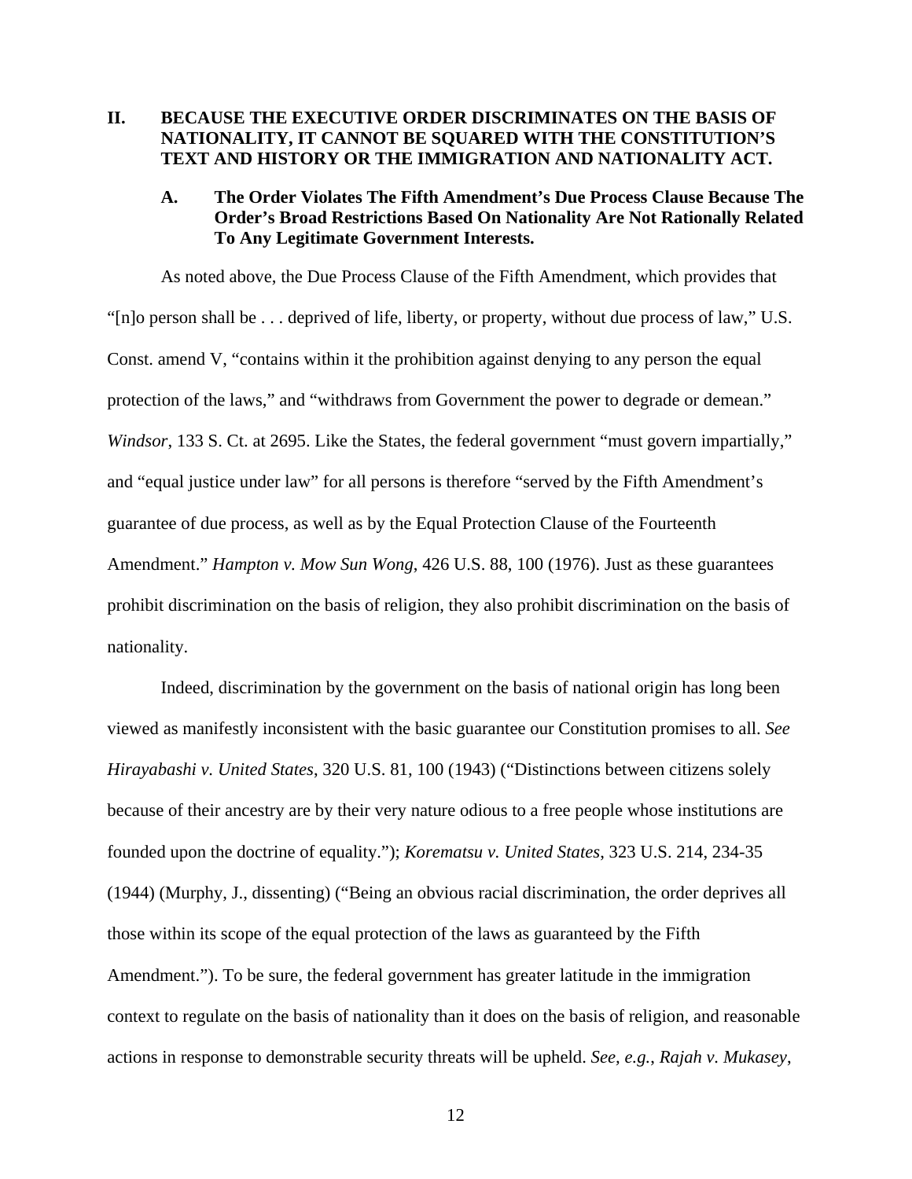## II. BECAUSE THE EXECUTIVE ORDER DISCRIMINATES ON THE BASIS OF NATIONALITY, IT CANNOT BE SQUARED WITH THE CONSTITUTION'S TEXT AND HISTORY OR THE IMMIGRATION AND NATIONALITY ACT.

### A. The Order Violates The Fifth Amendment's Due Process Clause Because The Order's Broad Restrictions Based On Nationality Are Not Rationally Related To Any Legitimate Government Interests.

As noted above, the Due Process Clause of the Fifth Amendment, which provides that "[n]o person shall be . . . deprived of life, liberty, or property, without due process of law," U.S. Const. amend V, "contains within it the prohibition against denying to any person the equal protection of the laws," and "withdraws from Government the power to degrade or demean." *Windsor*, 133 S. Ct. at 2695. Like the States, the federal government "must govern impartially," and "equal justice under law" for all persons is therefore "served by the Fifth Amendment's guarantee of due process, as well as by the Equal Protection Clause of the Fourteenth Amendment." *Hampton v. Mow Sun Wong*, 426 U.S. 88, 100 (1976). Just as these guarantees prohibit discrimination on the basis of religion, they also prohibit discrimination on the basis of nationality.

Indeed, discrimination by the government on the basis of national origin has long been viewed as manifestly inconsistent with the basic guarantee our Constitution promises to all. *See Hirayabashi v. United States*, 320 U.S. 81, 100 (1943) ("Distinctions between citizens solely because of their ancestry are by their very nature odious to a free people whose institutions are founded upon the doctrine of equality."); *Korematsu v. United States*, 323 U.S. 214, 234-35 (1944) (Murphy, J., dissenting) ("Being an obvious racial discrimination, the order deprives all those within its scope of the equal protection of the laws as guaranteed by the Fifth Amendment."). To be sure, the federal government has greater latitude in the immigration context to regulate on the basis of nationality than it does on the basis of religion, and reasonable actions in response to demonstrable security threats will be upheld. *See, e.g.*, *Rajah v. Mukasey*,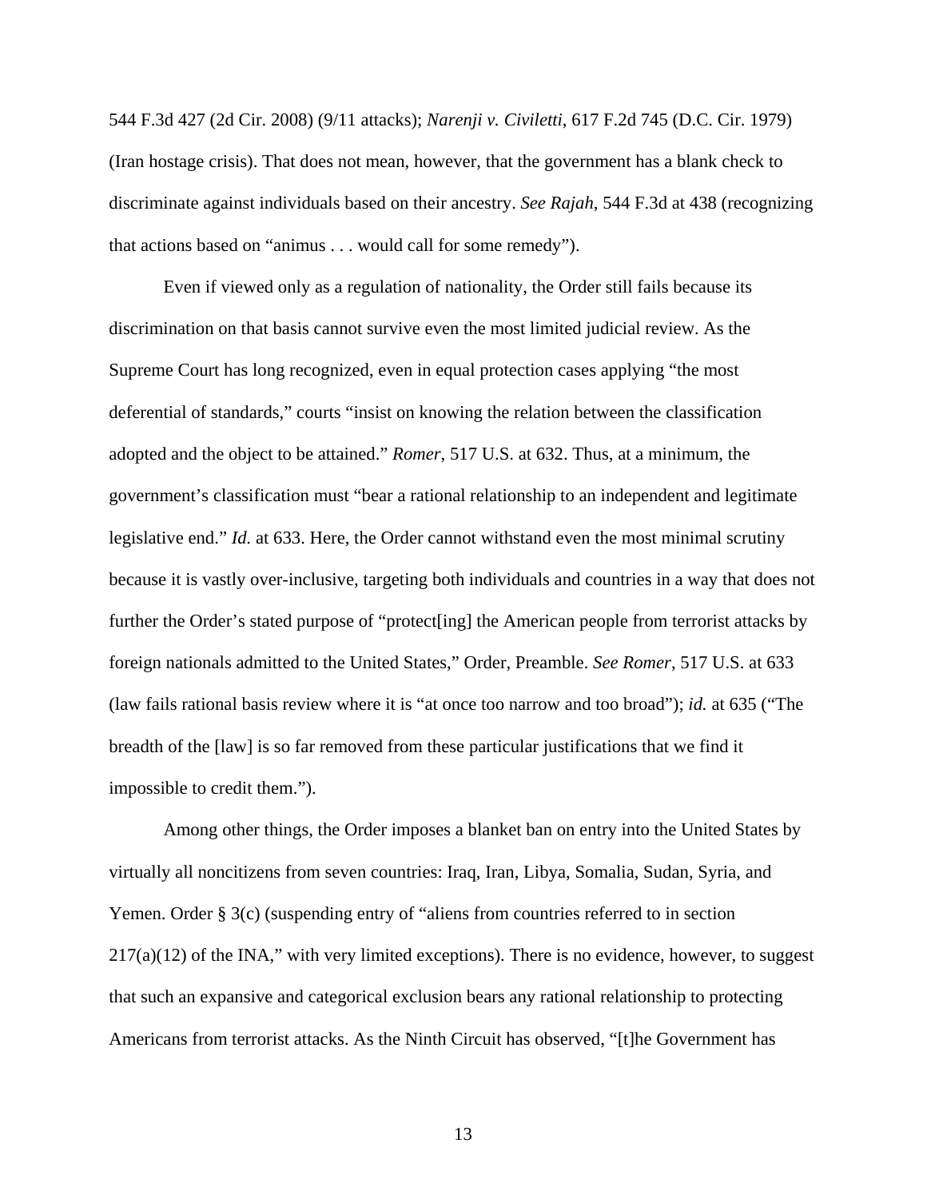544 F.3d 427 (2d Cir. 2008) (9/11 attacks); *Narenji v. Civiletti*, 617 F.2d 745 (D.C. Cir. 1979) (Iran hostage crisis). That does not mean, however, that the government has a blank check to discriminate against individuals based on their ancestry. *See Rajah*, 544 F.3d at 438 (recognizing that actions based on "animus . . . would call for some remedy").

Even if viewed only as a regulation of nationality, the Order still fails because its discrimination on that basis cannot survive even the most limited judicial review. As the Supreme Court has long recognized, even in equal protection cases applying "the most deferential of standards," courts "insist on knowing the relation between the classification adopted and the object to be attained." *Romer*, 517 U.S. at 632. Thus, at a minimum, the government's classification must "bear a rational relationship to an independent and legitimate legislative end." *Id.* at 633. Here, the Order cannot withstand even the most minimal scrutiny because it is vastly over-inclusive, targeting both individuals and countries in a way that does not further the Order's stated purpose of "protect[ing] the American people from terrorist attacks by foreign nationals admitted to the United States," Order, Preamble. *See Romer*, 517 U.S. at 633 (law fails rational basis review where it is "at once too narrow and too broad"); *id.* at 635 ("The breadth of the [law] is so far removed from these particular justifications that we find it impossible to credit them.").

Among other things, the Order imposes a blanket ban on entry into the United States by virtually all noncitizens from seven countries: Iraq, Iran, Libya, Somalia, Sudan, Syria, and Yemen. Order § 3(c) (suspending entry of "aliens from countries referred to in section 217(a)(12) of the INA," with very limited exceptions). There is no evidence, however, to suggest that such an expansive and categorical exclusion bears any rational relationship to protecting Americans from terrorist attacks. As the Ninth Circuit has observed, "[t]he Government has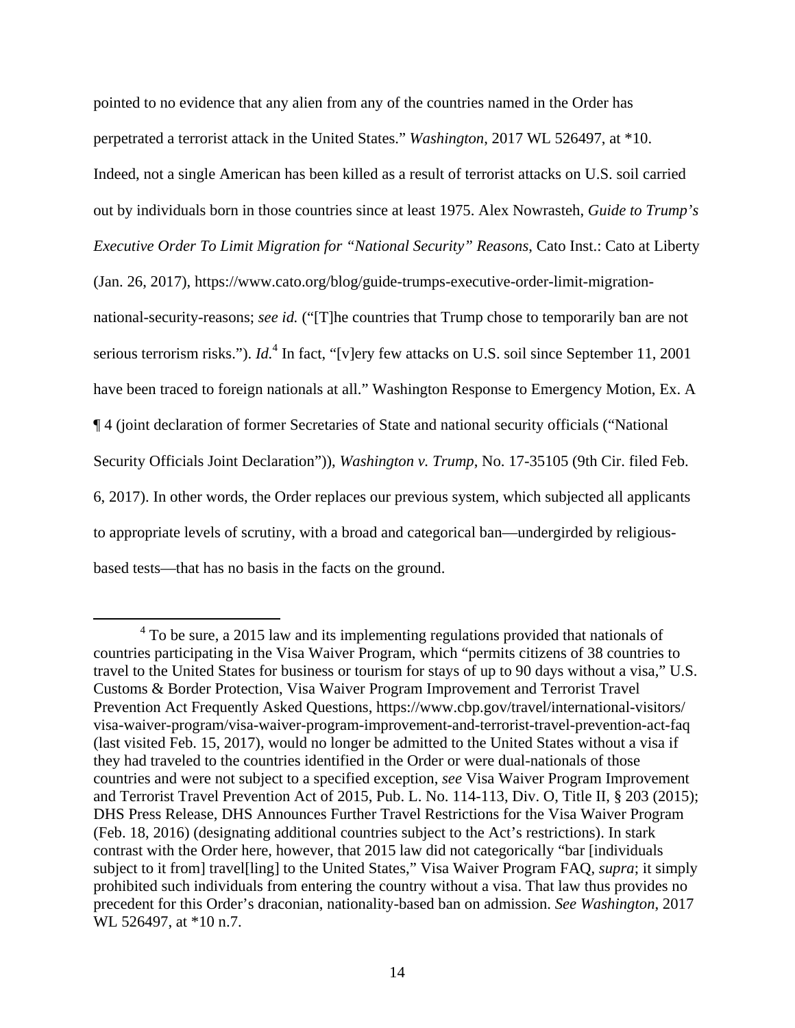pointed to no evidence that any alien from any of the countries named in the Order has perpetrated a terrorist attack in the United States." *Washington*, 2017 WL 526497, at *10. Indeed, not a single American has been killed as a result of terrorist attacks on U.S. soil carried out by individuals born in those countries since at least 1975. Alex Nowrasteh, *Guide to Trump's Executive Order To Limit Migration for "National Security" Reasons*, Cato Inst.: Cato at Liberty (Jan. 26, 2017), https://www.cato.org/blog/guide-trumps-executive-order-limit-migration-national-security-reasons; *see id.* ("[T]he countries that Trump chose to temporarily ban are not serious terrorism risks."). *Id.*[4] In fact, "[v]ery few attacks on U.S. soil since September 11, 2001 have been traced to foreign nationals at all." Washington Response to Emergency Motion, Ex. A ¶ 4 (joint declaration of former Secretaries of State and national security officials ("National Security Officials Joint Declaration")), *Washington v. Trump*, No. 17-35105 (9th Cir. filed Feb. 6, 2017). In other words, the Order replaces our previous system, which subjected all applicants to appropriate levels of scrutiny, with a broad and categorical ban—undergirded by religious-based tests—that has no basis in the facts on the ground.

[4] To be sure, a 2015 law and its implementing regulations provided that nationals of countries participating in the Visa Waiver Program, which "permits citizens of 38 countries to travel to the United States for business or tourism for stays of up to 90 days without a visa," U.S. Customs & Border Protection, Visa Waiver Program Improvement and Terrorist Travel Prevention Act Frequently Asked Questions, https://www.cbp.gov/travel/international-visitors/visa-waiver-program/visa-waiver-program-improvement-and-terrorist-travel-prevention-act-faq (last visited Feb. 15, 2017), would no longer be admitted to the United States without a visa if they had traveled to the countries identified in the Order or were dual-nationals of those countries and were not subject to a specified exception, *see* Visa Waiver Program Improvement and Terrorist Travel Prevention Act of 2015, Pub. L. No. 114-113, Div. O, Title II, § 203 (2015); DHS Press Release, DHS Announces Further Travel Restrictions for the Visa Waiver Program (Feb. 18, 2016) (designating additional countries subject to the Act's restrictions). In stark contrast with the Order here, however, that 2015 law did not categorically "bar [individuals subject to it from] travel[ling] to the United States," Visa Waiver Program FAQ, *supra*; it simply prohibited such individuals from entering the country without a visa. That law thus provides no precedent for this Order's draconian, nationality-based ban on admission. *See Washington*, 2017 WL 526497, at *10 n.7.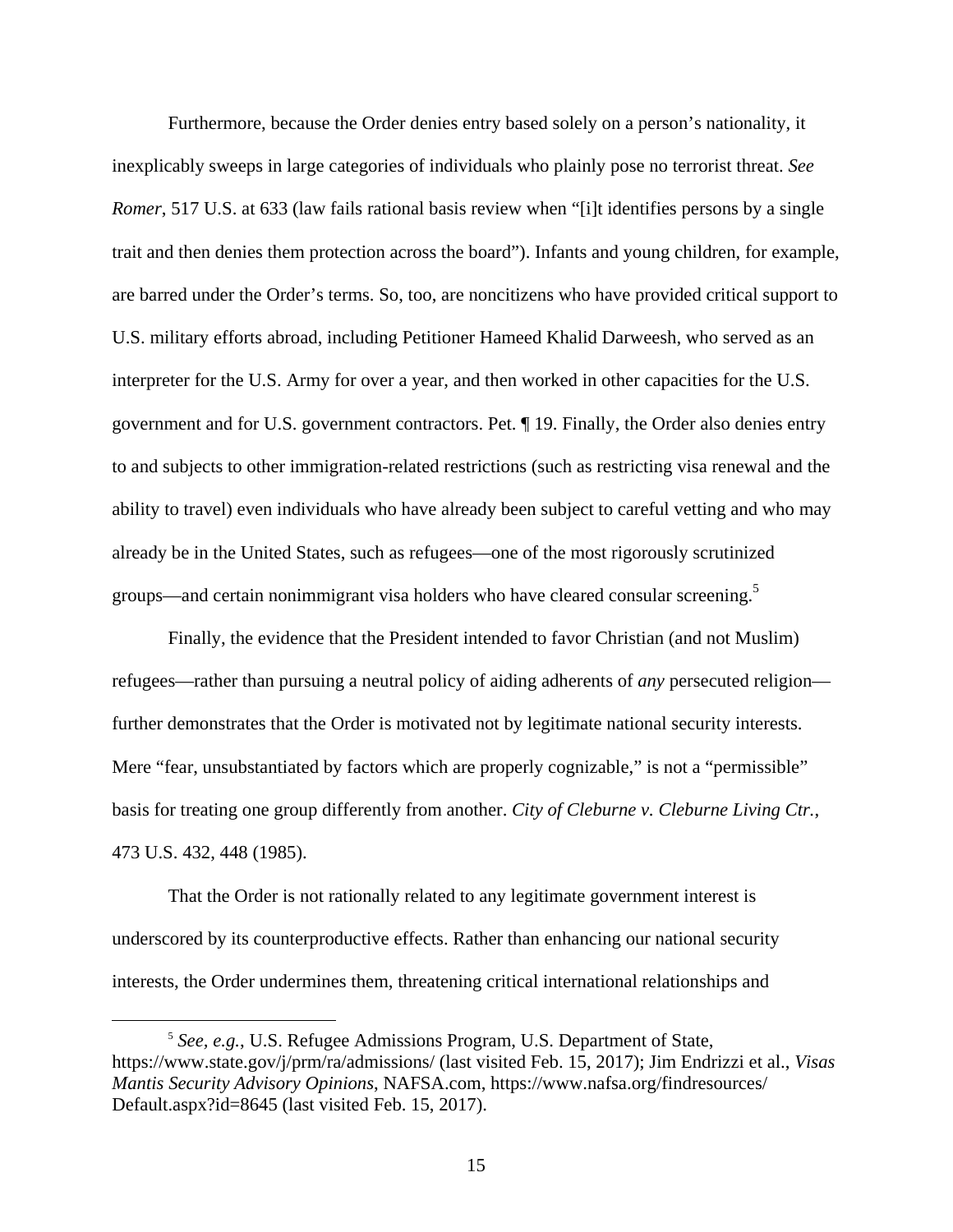Furthermore, because the Order denies entry based solely on a person's nationality, it inexplicably sweeps in large categories of individuals who plainly pose no terrorist threat. *See Romer*, 517 U.S. at 633 (law fails rational basis review when "[i]t identifies persons by a single trait and then denies them protection across the board"). Infants and young children, for example, are barred under the Order's terms. So, too, are noncitizens who have provided critical support to U.S. military efforts abroad, including Petitioner Hameed Khalid Darweesh, who served as an interpreter for the U.S. Army for over a year, and then worked in other capacities for the U.S. government and for U.S. government contractors. Pet. ¶ 19. Finally, the Order also denies entry to and subjects to other immigration-related restrictions (such as restricting visa renewal and the ability to travel) even individuals who have already been subject to careful vetting and who may already be in the United States, such as refugees—one of the most rigorously scrutinized groups—and certain nonimmigrant visa holders who have cleared consular screening.[5]

Finally, the evidence that the President intended to favor Christian (and not Muslim) refugees—rather than pursuing a neutral policy of aiding adherents of *any* persecuted religion—further demonstrates that the Order is motivated not by legitimate national security interests. Mere "fear, unsubstantiated by factors which are properly cognizable," is not a "permissible" basis for treating one group differently from another. *City of Cleburne v. Cleburne Living Ctr.*, 473 U.S. 432, 448 (1985).

That the Order is not rationally related to any legitimate government interest is underscored by its counterproductive effects. Rather than enhancing our national security interests, the Order undermines them, threatening critical international relationships and

---

[5] *See, e.g.*, U.S. Refugee Admissions Program, U.S. Department of State, https://www.state.gov/j/prm/ra/admissions/ (last visited Feb. 15, 2017); Jim Endrizzi et al., *Visas Mantis Security Advisory Opinions*, NAFSA.com, https://www.nafsa.org/findresources/Default.aspx?id=8645 (last visited Feb. 15, 2017).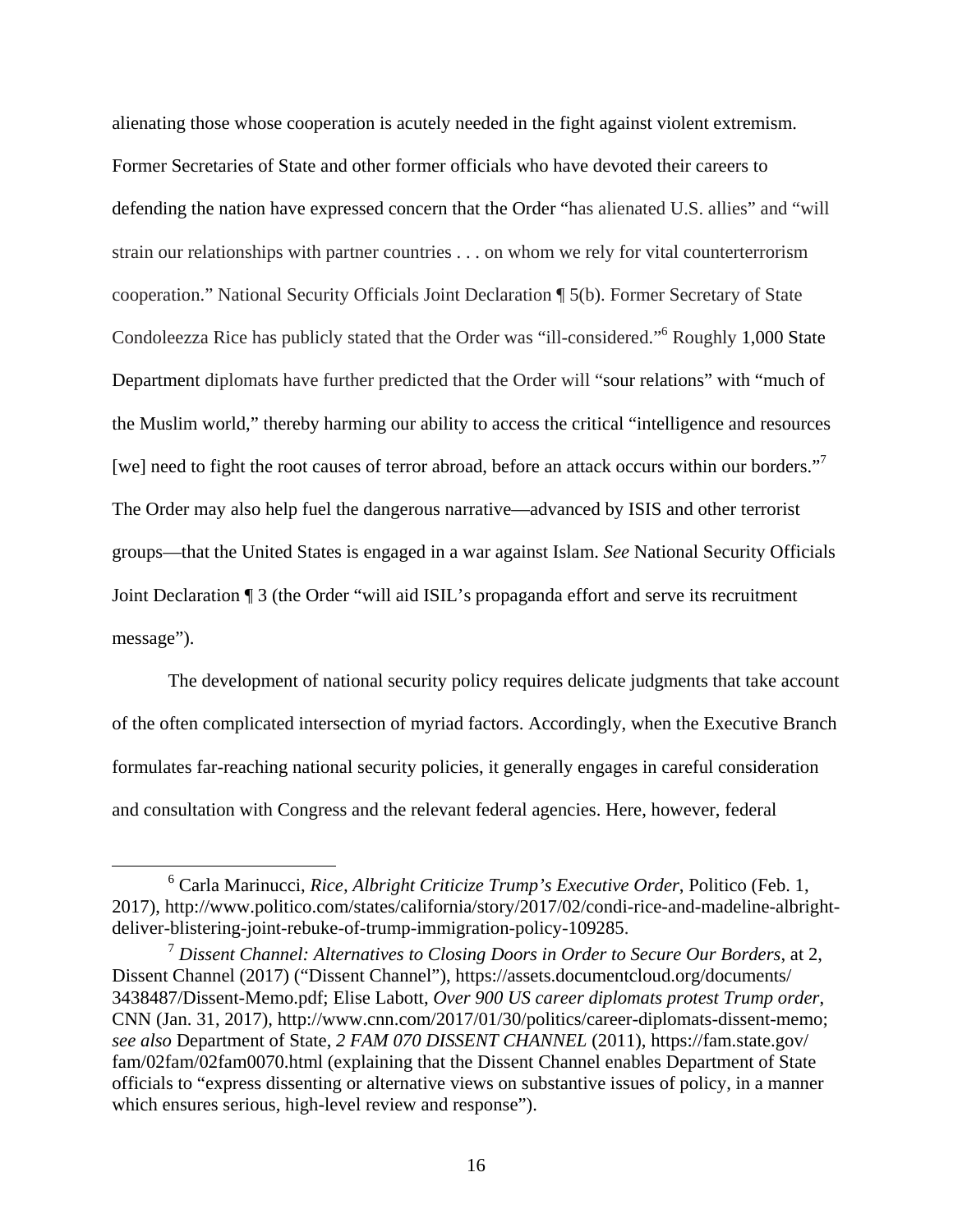alienating those whose cooperation is acutely needed in the fight against violent extremism. Former Secretaries of State and other former officials who have devoted their careers to defending the nation have expressed concern that the Order "has alienated U.S. allies" and "will strain our relationships with partner countries . . . on whom we rely for vital counterterrorism cooperation." National Security Officials Joint Declaration ¶ 5(b). Former Secretary of State Condoleezza Rice has publicly stated that the Order was "ill-considered."[6] Roughly 1,000 State Department diplomats have further predicted that the Order will "sour relations" with "much of the Muslim world," thereby harming our ability to access the critical "intelligence and resources [we] need to fight the root causes of terror abroad, before an attack occurs within our borders."[7] The Order may also help fuel the dangerous narrative—advanced by ISIS and other terrorist groups—that the United States is engaged in a war against Islam. *See* National Security Officials Joint Declaration ¶ 3 (the Order "will aid ISIL's propaganda effort and serve its recruitment message").

The development of national security policy requires delicate judgments that take account of the often complicated intersection of myriad factors. Accordingly, when the Executive Branch formulates far-reaching national security policies, it generally engages in careful consideration and consultation with Congress and the relevant federal agencies. Here, however, federal

---

[6] Carla Marinucci, *Rice, Albright Criticize Trump's Executive Order*, Politico (Feb. 1, 2017), http://www.politico.com/states/california/story/2017/02/condi-rice-and-madeline-albright-deliver-blistering-joint-rebuke-of-trump-immigration-policy-109285.

[7] *Dissent Channel: Alternatives to Closing Doors in Order to Secure Our Borders*, at 2, Dissent Channel (2017) ("Dissent Channel"), https://assets.documentcloud.org/documents/3438487/Dissent-Memo.pdf; Elise Labott, *Over 900 US career diplomats protest Trump order*, CNN (Jan. 31, 2017), http://www.cnn.com/2017/01/30/politics/career-diplomats-dissent-memo; *see also* Department of State, *2 FAM 070 DISSENT CHANNEL* (2011), https://fam.state.gov/fam/02fam/02fam0070.html (explaining that the Dissent Channel enables Department of State officials to "express dissenting or alternative views on substantive issues of policy, in a manner which ensures serious, high-level review and response").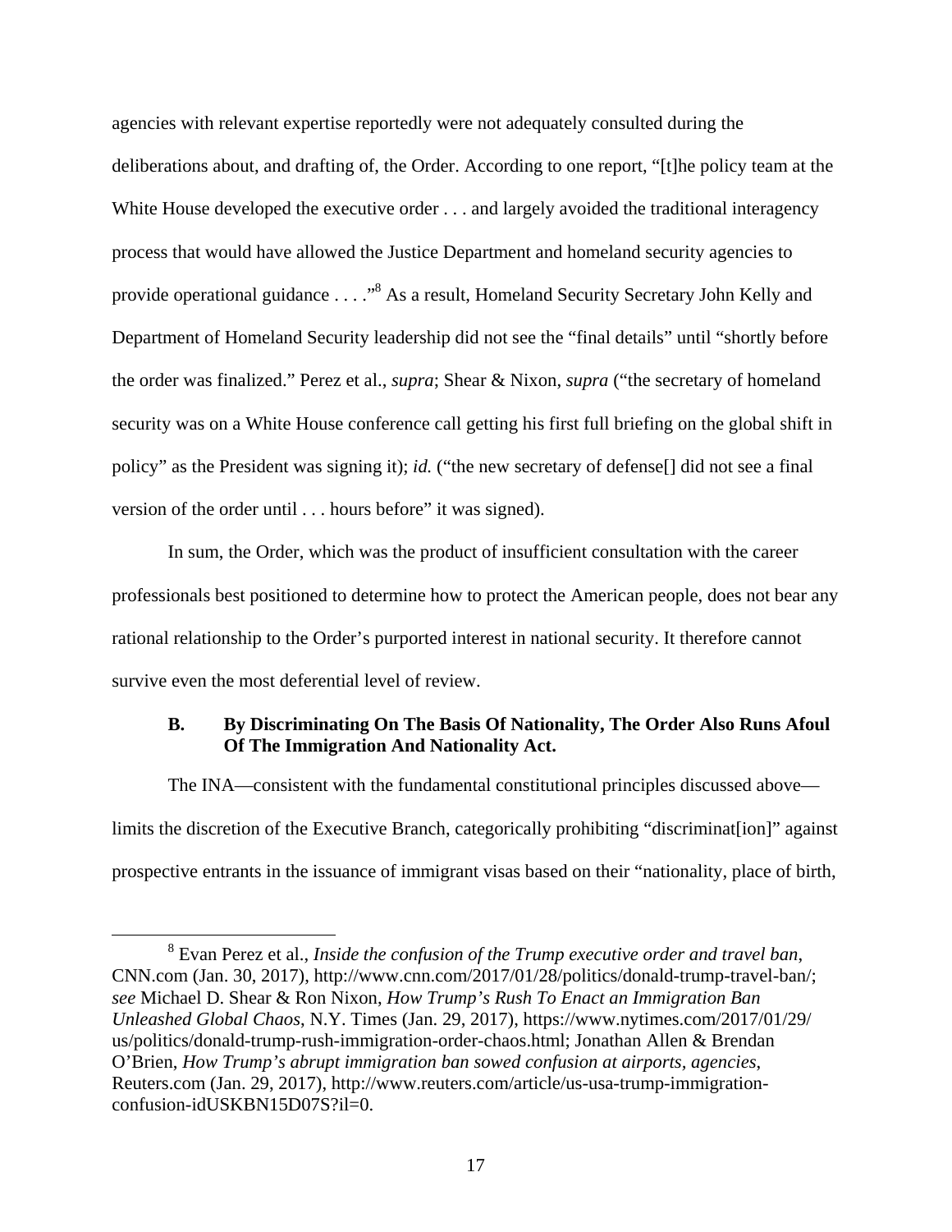agencies with relevant expertise reportedly were not adequately consulted during the deliberations about, and drafting of, the Order. According to one report, "[t]he policy team at the White House developed the executive order . . . and largely avoided the traditional interagency process that would have allowed the Justice Department and homeland security agencies to provide operational guidance . . . ."[8] As a result, Homeland Security Secretary John Kelly and Department of Homeland Security leadership did not see the "final details" until "shortly before the order was finalized." Perez et al., *supra*; Shear & Nixon, *supra* ("the secretary of homeland security was on a White House conference call getting his first full briefing on the global shift in policy" as the President was signing it); *id.* ("the new secretary of defense[] did not see a final version of the order until . . . hours before" it was signed).

In sum, the Order, which was the product of insufficient consultation with the career professionals best positioned to determine how to protect the American people, does not bear any rational relationship to the Order's purported interest in national security. It therefore cannot survive even the most deferential level of review.

### B. By Discriminating On The Basis Of Nationality, The Order Also Runs Afoul Of The Immigration And Nationality Act.

The INA—consistent with the fundamental constitutional principles discussed above—limits the discretion of the Executive Branch, categorically prohibiting "discriminat[ion]" against prospective entrants in the issuance of immigrant visas based on their "nationality, place of birth,

---

[8] Evan Perez et al., *Inside the confusion of the Trump executive order and travel ban*, CNN.com (Jan. 30, 2017), http://www.cnn.com/2017/01/28/politics/donald-trump-travel-ban/; *see* Michael D. Shear & Ron Nixon, *How Trump's Rush To Enact an Immigration Ban Unleashed Global Chaos*, N.Y. Times (Jan. 29, 2017), https://www.nytimes.com/2017/01/29/us/politics/donald-trump-rush-immigration-order-chaos.html; Jonathan Allen & Brendan O'Brien, *How Trump's abrupt immigration ban sowed confusion at airports, agencies*, Reuters.com (Jan. 29, 2017), http://www.reuters.com/article/us-usa-trump-immigration-confusion-idUSKBN15D07S?il=0.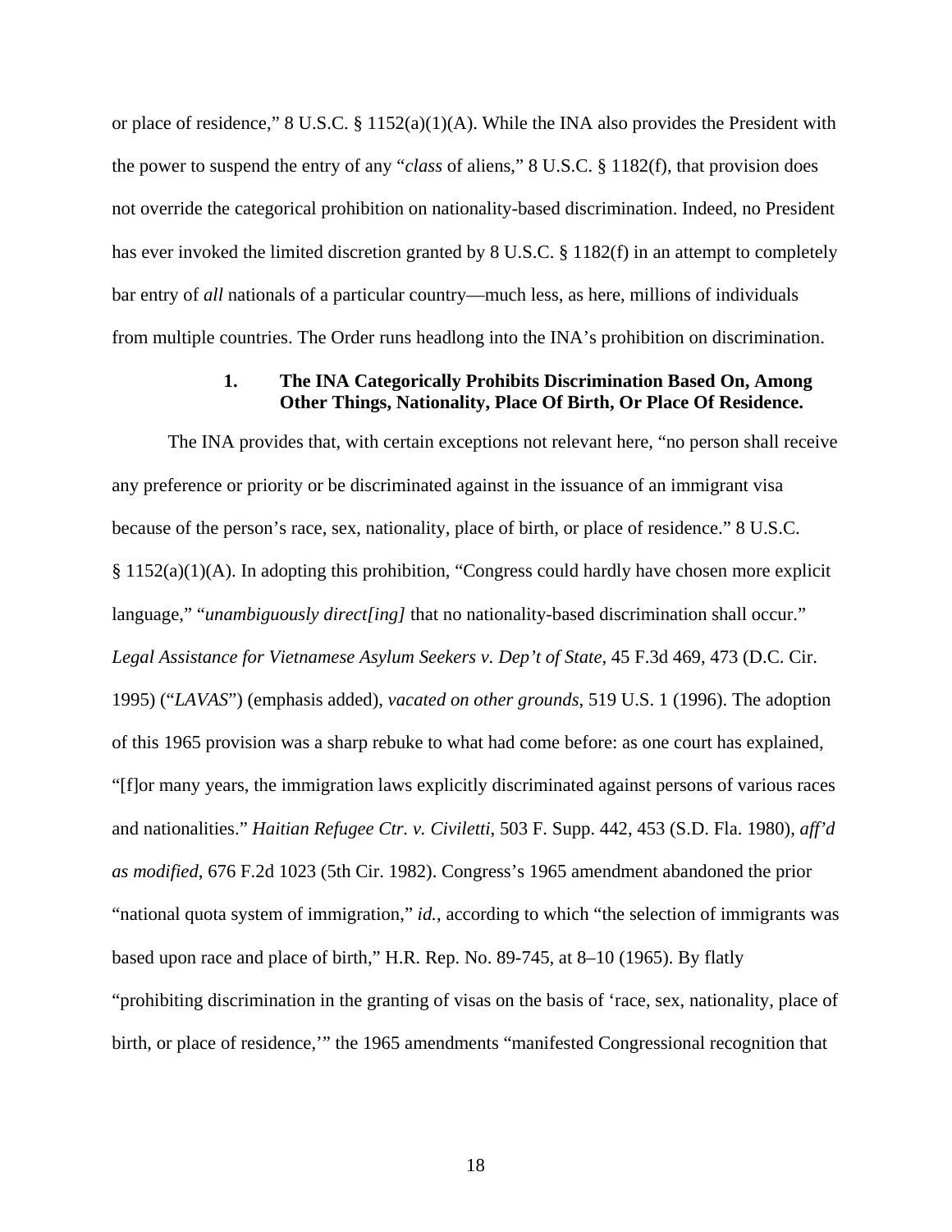or place of residence," 8 U.S.C. § 1152(a)(1)(A). While the INA also provides the President with the power to suspend the entry of any "*class* of aliens," 8 U.S.C. § 1182(f), that provision does not override the categorical prohibition on nationality-based discrimination. Indeed, no President has ever invoked the limited discretion granted by 8 U.S.C. § 1182(f) in an attempt to completely bar entry of *all* nationals of a particular country—much less, as here, millions of individuals from multiple countries. The Order runs headlong into the INA's prohibition on discrimination.

### 1. The INA Categorically Prohibits Discrimination Based On, Among Other Things, Nationality, Place Of Birth, Or Place Of Residence.

The INA provides that, with certain exceptions not relevant here, "no person shall receive any preference or priority or be discriminated against in the issuance of an immigrant visa because of the person's race, sex, nationality, place of birth, or place of residence." 8 U.S.C. § 1152(a)(1)(A). In adopting this prohibition, "Congress could hardly have chosen more explicit language," "*unambiguously direct[ing]* that no nationality-based discrimination shall occur." *Legal Assistance for Vietnamese Asylum Seekers v. Dep't of State*, 45 F.3d 469, 473 (D.C. Cir. 1995) ("*LAVAS*") (emphasis added), *vacated on other grounds*, 519 U.S. 1 (1996). The adoption of this 1965 provision was a sharp rebuke to what had come before: as one court has explained, "[f]or many years, the immigration laws explicitly discriminated against persons of various races and nationalities." *Haitian Refugee Ctr. v. Civiletti*, 503 F. Supp. 442, 453 (S.D. Fla. 1980), *aff'd as modified*, 676 F.2d 1023 (5th Cir. 1982). Congress's 1965 amendment abandoned the prior "national quota system of immigration," *id.*, according to which "the selection of immigrants was based upon race and place of birth," H.R. Rep. No. 89-745, at 8–10 (1965). By flatly "prohibiting discrimination in the granting of visas on the basis of 'race, sex, nationality, place of birth, or place of residence,'" the 1965 amendments "manifested Congressional recognition that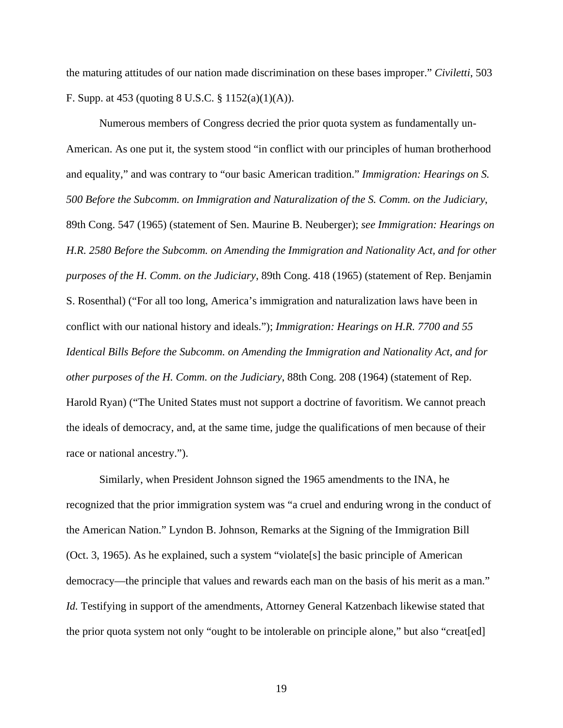the maturing attitudes of our nation made discrimination on these bases improper." *Civiletti*, 503 F. Supp. at 453 (quoting 8 U.S.C. § 1152(a)(1)(A)).

Numerous members of Congress decried the prior quota system as fundamentally un-American. As one put it, the system stood "in conflict with our principles of human brotherhood and equality," and was contrary to "our basic American tradition." *Immigration: Hearings on S. 500 Before the Subcomm. on Immigration and Naturalization of the S. Comm. on the Judiciary*, 89th Cong. 547 (1965) (statement of Sen. Maurine B. Neuberger); *see Immigration: Hearings on H.R. 2580 Before the Subcomm. on Amending the Immigration and Nationality Act, and for other purposes of the H. Comm. on the Judiciary*, 89th Cong. 418 (1965) (statement of Rep. Benjamin S. Rosenthal) ("For all too long, America's immigration and naturalization laws have been in conflict with our national history and ideals."); *Immigration: Hearings on H.R. 7700 and 55 Identical Bills Before the Subcomm. on Amending the Immigration and Nationality Act, and for other purposes of the H. Comm. on the Judiciary*, 88th Cong. 208 (1964) (statement of Rep. Harold Ryan) ("The United States must not support a doctrine of favoritism. We cannot preach the ideals of democracy, and, at the same time, judge the qualifications of men because of their race or national ancestry.").

Similarly, when President Johnson signed the 1965 amendments to the INA, he recognized that the prior immigration system was "a cruel and enduring wrong in the conduct of the American Nation." Lyndon B. Johnson, Remarks at the Signing of the Immigration Bill (Oct. 3, 1965). As he explained, such a system "violate[s] the basic principle of American democracy—the principle that values and rewards each man on the basis of his merit as a man." *Id.* Testifying in support of the amendments, Attorney General Katzenbach likewise stated that the prior quota system not only "ought to be intolerable on principle alone," but also "creat[ed]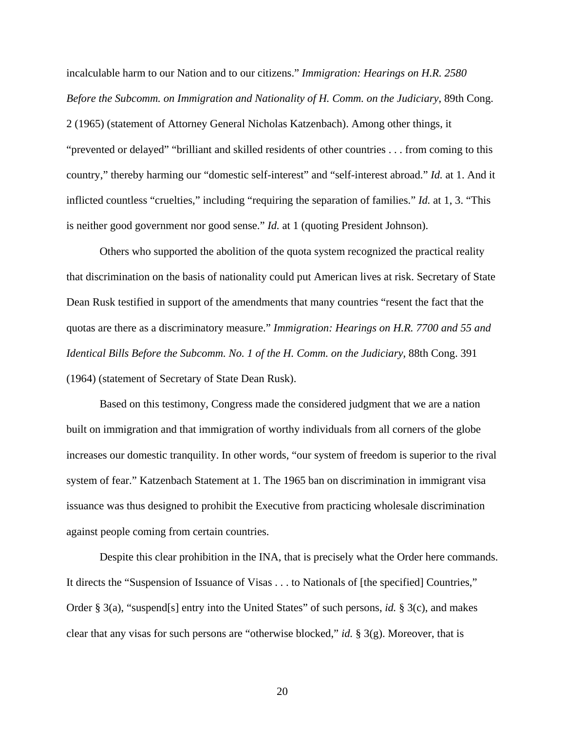incalculable harm to our Nation and to our citizens." *Immigration: Hearings on H.R. 2580 Before the Subcomm. on Immigration and Nationality of H. Comm. on the Judiciary*, 89th Cong. 2 (1965) (statement of Attorney General Nicholas Katzenbach). Among other things, it "prevented or delayed" "brilliant and skilled residents of other countries . . . from coming to this country," thereby harming our "domestic self-interest" and "self-interest abroad." *Id.* at 1. And it inflicted countless "cruelties," including "requiring the separation of families." *Id.* at 1, 3. "This is neither good government nor good sense." *Id.* at 1 (quoting President Johnson).

Others who supported the abolition of the quota system recognized the practical reality that discrimination on the basis of nationality could put American lives at risk. Secretary of State Dean Rusk testified in support of the amendments that many countries "resent the fact that the quotas are there as a discriminatory measure." *Immigration: Hearings on H.R. 7700 and 55 and Identical Bills Before the Subcomm. No. 1 of the H. Comm. on the Judiciary*, 88th Cong. 391 (1964) (statement of Secretary of State Dean Rusk).

Based on this testimony, Congress made the considered judgment that we are a nation built on immigration and that immigration of worthy individuals from all corners of the globe increases our domestic tranquility. In other words, "our system of freedom is superior to the rival system of fear." Katzenbach Statement at 1. The 1965 ban on discrimination in immigrant visa issuance was thus designed to prohibit the Executive from practicing wholesale discrimination against people coming from certain countries.

Despite this clear prohibition in the INA, that is precisely what the Order here commands. It directs the "Suspension of Issuance of Visas . . . to Nationals of [the specified] Countries," Order § 3(a), "suspend[s] entry into the United States" of such persons, *id.* § 3(c), and makes clear that any visas for such persons are "otherwise blocked," *id.* § 3(g). Moreover, that is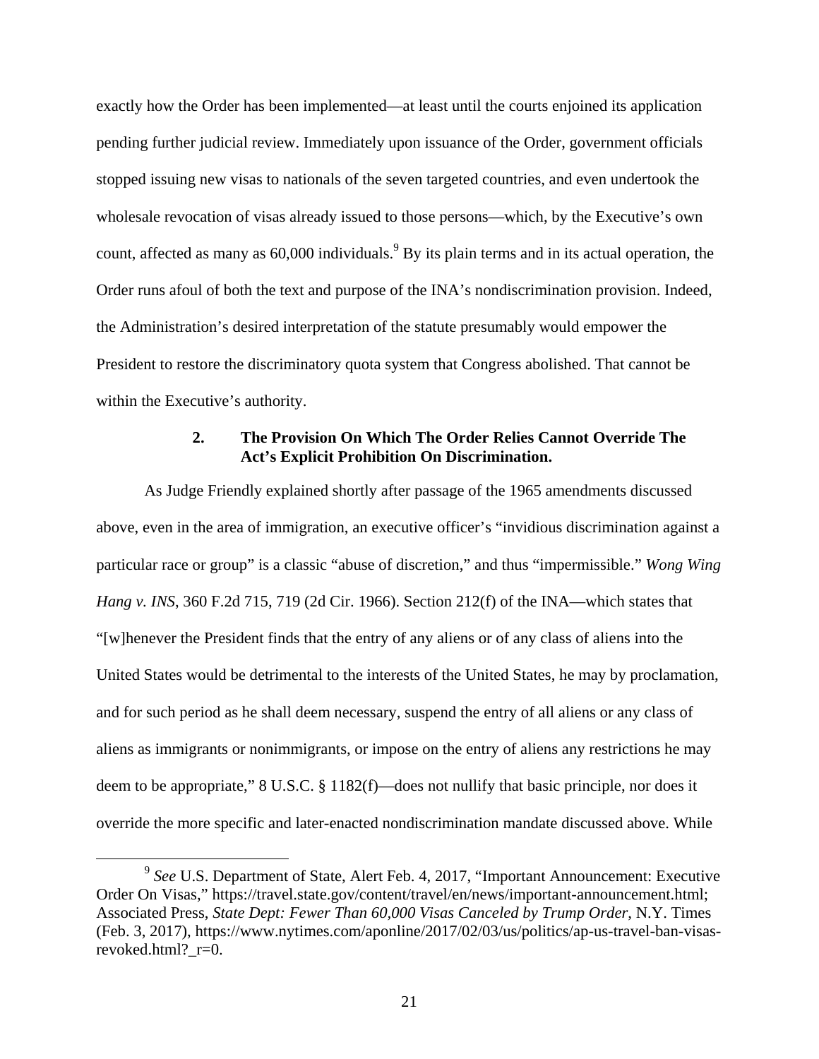exactly how the Order has been implemented—at least until the courts enjoined its application pending further judicial review. Immediately upon issuance of the Order, government officials stopped issuing new visas to nationals of the seven targeted countries, and even undertook the wholesale revocation of visas already issued to those persons—which, by the Executive's own count, affected as many as 60,000 individuals.[9] By its plain terms and in its actual operation, the Order runs afoul of both the text and purpose of the INA's nondiscrimination provision. Indeed, the Administration's desired interpretation of the statute presumably would empower the President to restore the discriminatory quota system that Congress abolished. That cannot be within the Executive's authority.

### 2. The Provision On Which The Order Relies Cannot Override The Act's Explicit Prohibition On Discrimination.

As Judge Friendly explained shortly after passage of the 1965 amendments discussed above, even in the area of immigration, an executive officer's "invidious discrimination against a particular race or group" is a classic "abuse of discretion," and thus "impermissible." *Wong Wing Hang v. INS*, 360 F.2d 715, 719 (2d Cir. 1966). Section 212(f) of the INA—which states that "[w]henever the President finds that the entry of any aliens or of any class of aliens into the United States would be detrimental to the interests of the United States, he may by proclamation, and for such period as he shall deem necessary, suspend the entry of all aliens or any class of aliens as immigrants or nonimmigrants, or impose on the entry of aliens any restrictions he may deem to be appropriate," 8 U.S.C. § 1182(f)—does not nullify that basic principle, nor does it override the more specific and later-enacted nondiscrimination mandate discussed above. While

---

[9] *See* U.S. Department of State, Alert Feb. 4, 2017, "Important Announcement: Executive Order On Visas," https://travel.state.gov/content/travel/en/news/important-announcement.html; Associated Press, *State Dept: Fewer Than 60,000 Visas Canceled by Trump Order*, N.Y. Times (Feb. 3, 2017), https://www.nytimes.com/aponline/2017/02/03/us/politics/ap-us-travel-ban-visas-revoked.html?_r=0.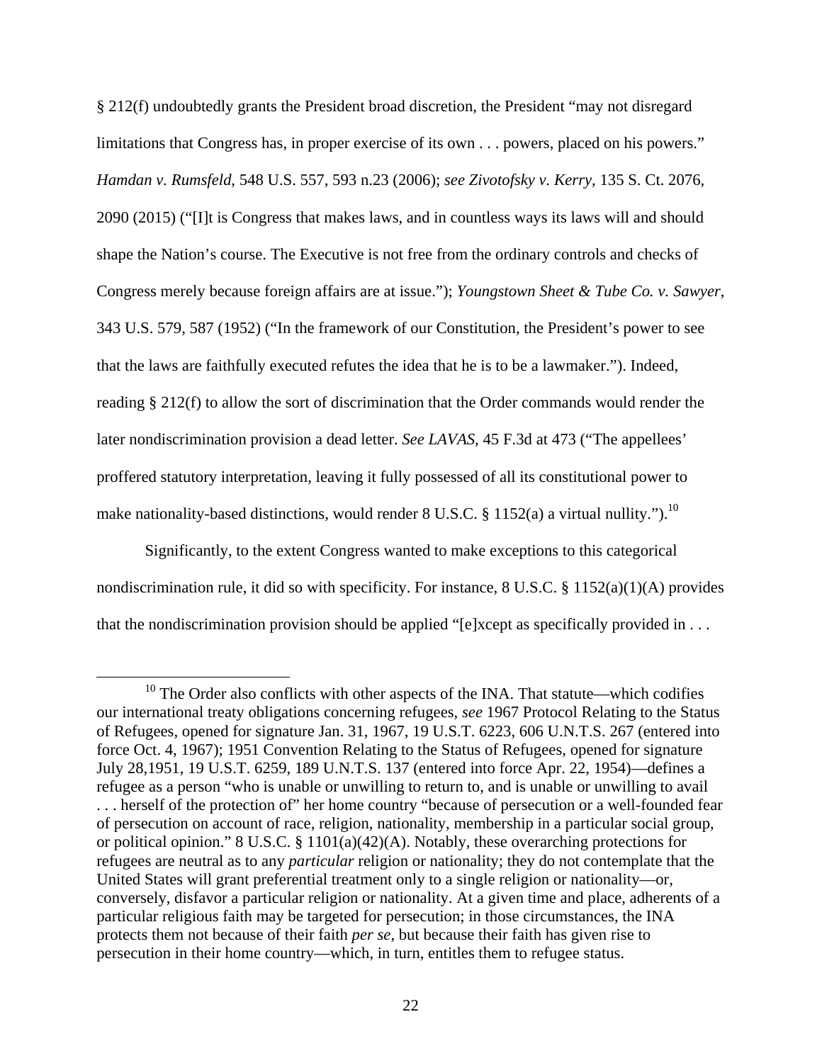§ 212(f) undoubtedly grants the President broad discretion, the President "may not disregard limitations that Congress has, in proper exercise of its own . . . powers, placed on his powers." *Hamdan v. Rumsfeld*, 548 U.S. 557, 593 n.23 (2006); *see Zivotofsky v. Kerry*, 135 S. Ct. 2076, 2090 (2015) ("[I]t is Congress that makes laws, and in countless ways its laws will and should shape the Nation's course. The Executive is not free from the ordinary controls and checks of Congress merely because foreign affairs are at issue."); *Youngstown Sheet & Tube Co. v. Sawyer*, 343 U.S. 579, 587 (1952) ("In the framework of our Constitution, the President's power to see that the laws are faithfully executed refutes the idea that he is to be a lawmaker."). Indeed, reading § 212(f) to allow the sort of discrimination that the Order commands would render the later nondiscrimination provision a dead letter. *See LAVAS*, 45 F.3d at 473 ("The appellees' proffered statutory interpretation, leaving it fully possessed of all its constitutional power to make nationality-based distinctions, would render 8 U.S.C. § 1152(a) a virtual nullity.").[10]

Significantly, to the extent Congress wanted to make exceptions to this categorical nondiscrimination rule, it did so with specificity. For instance, 8 U.S.C. § 1152(a)(1)(A) provides that the nondiscrimination provision should be applied "[e]xcept as specifically provided in . . .

[10] The Order also conflicts with other aspects of the INA. That statute—which codifies our international treaty obligations concerning refugees, *see* 1967 Protocol Relating to the Status of Refugees, opened for signature Jan. 31, 1967, 19 U.S.T. 6223, 606 U.N.T.S. 267 (entered into force Oct. 4, 1967); 1951 Convention Relating to the Status of Refugees, opened for signature July 28,1951, 19 U.S.T. 6259, 189 U.N.T.S. 137 (entered into force Apr. 22, 1954)—defines a refugee as a person "who is unable or unwilling to return to, and is unable or unwilling to avail . . . herself of the protection of" her home country "because of persecution or a well-founded fear of persecution on account of race, religion, nationality, membership in a particular social group, or political opinion." 8 U.S.C. § 1101(a)(42)(A). Notably, these overarching protections for refugees are neutral as to any *particular* religion or nationality; they do not contemplate that the United States will grant preferential treatment only to a single religion or nationality—or, conversely, disfavor a particular religion or nationality. At a given time and place, adherents of a particular religious faith may be targeted for persecution; in those circumstances, the INA protects them not because of their faith *per se*, but because their faith has given rise to persecution in their home country—which, in turn, entitles them to refugee status.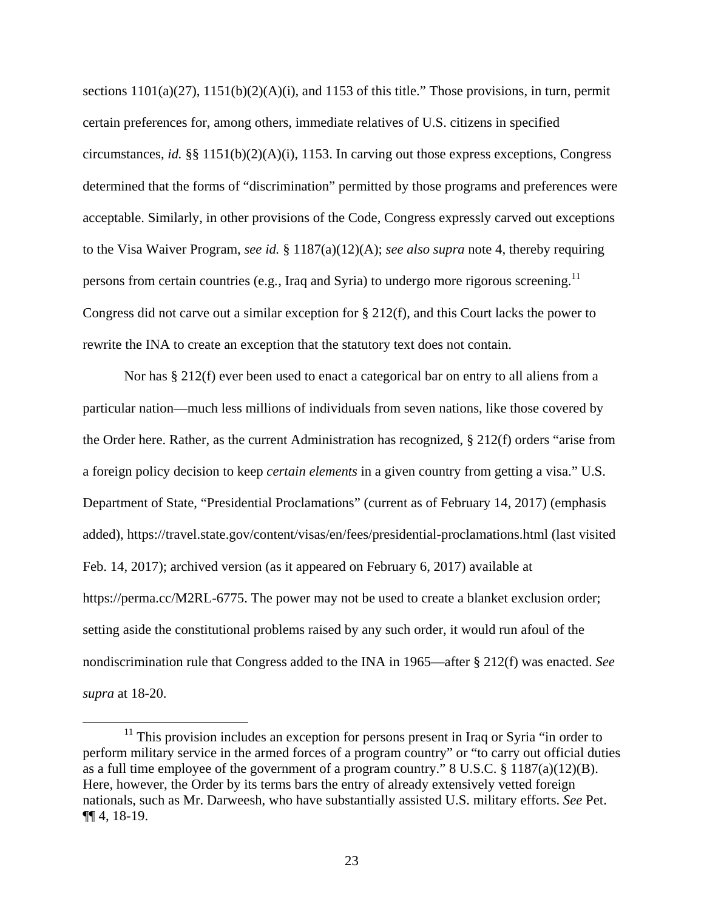sections 1101(a)(27), 1151(b)(2)(A)(i), and 1153 of this title." Those provisions, in turn, permit certain preferences for, among others, immediate relatives of U.S. citizens in specified circumstances, *id.* §§ 1151(b)(2)(A)(i), 1153. In carving out those express exceptions, Congress determined that the forms of "discrimination" permitted by those programs and preferences were acceptable. Similarly, in other provisions of the Code, Congress expressly carved out exceptions to the Visa Waiver Program, *see id.* § 1187(a)(12)(A); *see also supra* note 4, thereby requiring persons from certain countries (e.g., Iraq and Syria) to undergo more rigorous screening.[11] Congress did not carve out a similar exception for § 212(f), and this Court lacks the power to rewrite the INA to create an exception that the statutory text does not contain.

Nor has § 212(f) ever been used to enact a categorical bar on entry to all aliens from a particular nation—much less millions of individuals from seven nations, like those covered by the Order here. Rather, as the current Administration has recognized, § 212(f) orders "arise from a foreign policy decision to keep *certain elements* in a given country from getting a visa." U.S. Department of State, "Presidential Proclamations" (current as of February 14, 2017) (emphasis added), https://travel.state.gov/content/visas/en/fees/presidential-proclamations.html (last visited Feb. 14, 2017); archived version (as it appeared on February 6, 2017) available at https://perma.cc/M2RL-6775. The power may not be used to create a blanket exclusion order; setting aside the constitutional problems raised by any such order, it would run afoul of the nondiscrimination rule that Congress added to the INA in 1965—after § 212(f) was enacted. *See supra* at 18-20.

---

[11] This provision includes an exception for persons present in Iraq or Syria "in order to perform military service in the armed forces of a program country" or "to carry out official duties as a full time employee of the government of a program country." 8 U.S.C. § 1187(a)(12)(B). Here, however, the Order by its terms bars the entry of already extensively vetted foreign nationals, such as Mr. Darweesh, who have substantially assisted U.S. military efforts. *See* Pet. ¶¶ 4, 18-19.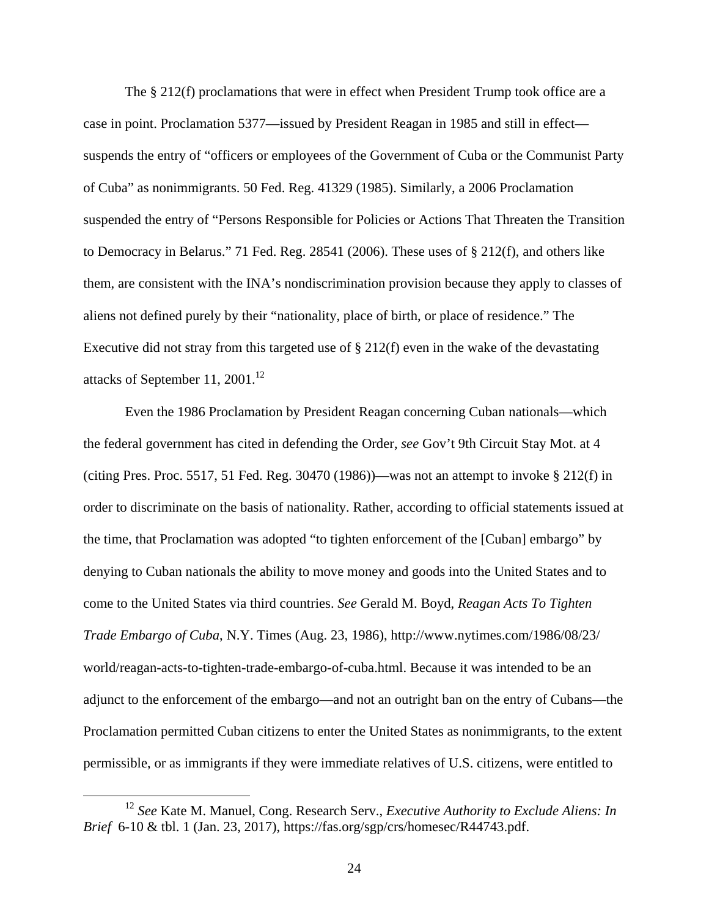The § 212(f) proclamations that were in effect when President Trump took office are a case in point. Proclamation 5377—issued by President Reagan in 1985 and still in effect—suspends the entry of "officers or employees of the Government of Cuba or the Communist Party of Cuba" as nonimmigrants. 50 Fed. Reg. 41329 (1985). Similarly, a 2006 Proclamation suspended the entry of "Persons Responsible for Policies or Actions That Threaten the Transition to Democracy in Belarus." 71 Fed. Reg. 28541 (2006). These uses of § 212(f), and others like them, are consistent with the INA's nondiscrimination provision because they apply to classes of aliens not defined purely by their "nationality, place of birth, or place of residence." The Executive did not stray from this targeted use of § 212(f) even in the wake of the devastating attacks of September 11, 2001.[12]

Even the 1986 Proclamation by President Reagan concerning Cuban nationals—which the federal government has cited in defending the Order, *see* Gov't 9th Circuit Stay Mot. at 4 (citing Pres. Proc. 5517, 51 Fed. Reg. 30470 (1986))—was not an attempt to invoke § 212(f) in order to discriminate on the basis of nationality. Rather, according to official statements issued at the time, that Proclamation was adopted "to tighten enforcement of the [Cuban] embargo" by denying to Cuban nationals the ability to move money and goods into the United States and to come to the United States via third countries. *See* Gerald M. Boyd, *Reagan Acts To Tighten Trade Embargo of Cuba*, N.Y. Times (Aug. 23, 1986), http://www.nytimes.com/1986/08/23/world/reagan-acts-to-tighten-trade-embargo-of-cuba.html. Because it was intended to be an adjunct to the enforcement of the embargo—and not an outright ban on the entry of Cubans—the Proclamation permitted Cuban citizens to enter the United States as nonimmigrants, to the extent permissible, or as immigrants if they were immediate relatives of U.S. citizens, were entitled to

---

[12] *See* Kate M. Manuel, Cong. Research Serv., *Executive Authority to Exclude Aliens: In Brief* 6-10 & tbl. 1 (Jan. 23, 2017), https://fas.org/sgp/crs/homesec/R44743.pdf.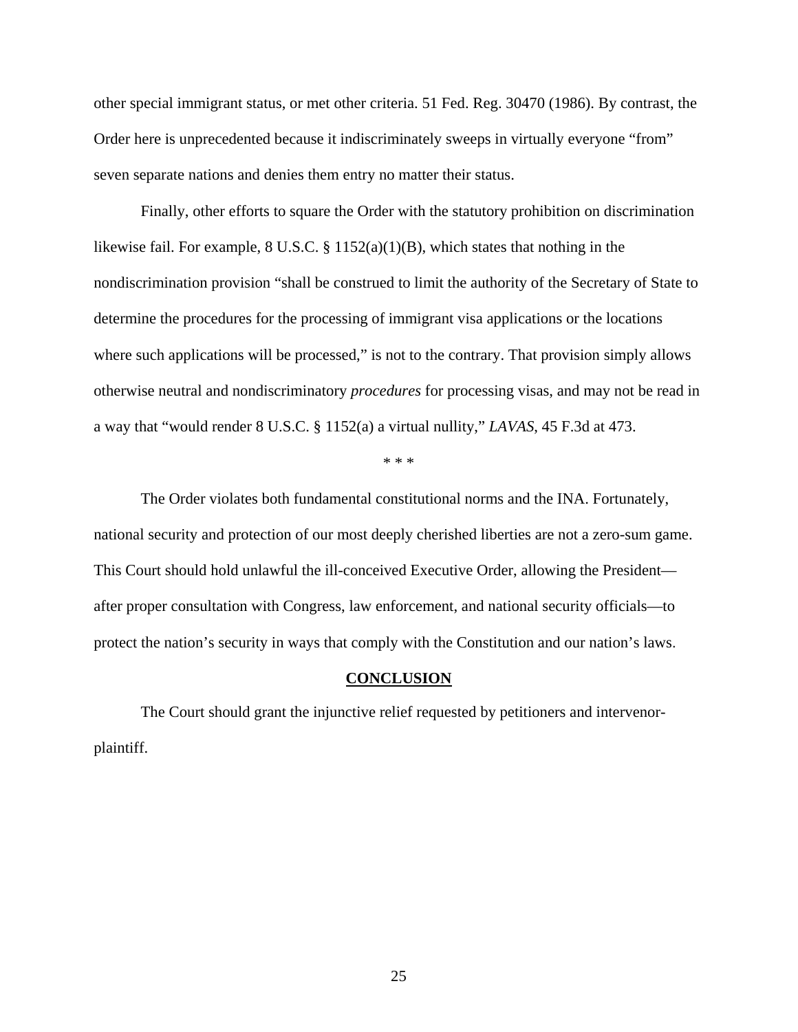other special immigrant status, or met other criteria. 51 Fed. Reg. 30470 (1986). By contrast, the Order here is unprecedented because it indiscriminately sweeps in virtually everyone "from" seven separate nations and denies them entry no matter their status.

Finally, other efforts to square the Order with the statutory prohibition on discrimination likewise fail. For example, 8 U.S.C. § 1152(a)(1)(B), which states that nothing in the nondiscrimination provision "shall be construed to limit the authority of the Secretary of State to determine the procedures for the processing of immigrant visa applications or the locations where such applications will be processed," is not to the contrary. That provision simply allows otherwise neutral and nondiscriminatory *procedures* for processing visas, and may not be read in a way that "would render 8 U.S.C. § 1152(a) a virtual nullity," *LAVAS*, 45 F.3d at 473.

\* \* \*

The Order violates both fundamental constitutional norms and the INA. Fortunately, national security and protection of our most deeply cherished liberties are not a zero-sum game. This Court should hold unlawful the ill-conceived Executive Order, allowing the President—after proper consultation with Congress, law enforcement, and national security officials—to protect the nation's security in ways that comply with the Constitution and our nation's laws.

## CONCLUSION

The Court should grant the injunctive relief requested by petitioners and intervenor-plaintiff.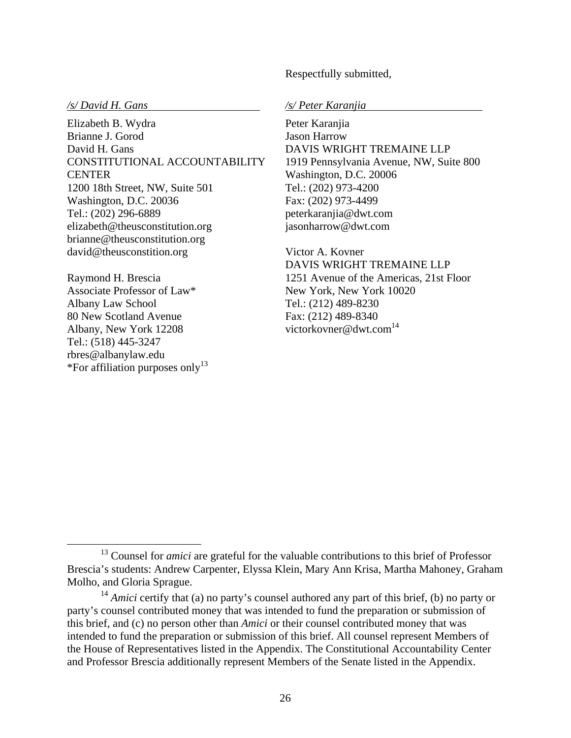Respectfully submitted,

*/s/ David H. Gans*

Elizabeth B. Wydra
Brianne J. Gorod
David H. Gans
CONSTITUTIONAL ACCOUNTABILITY CENTER
1200 18th Street, NW, Suite 501
Washington, D.C. 20036
Tel.: (202) 296-6889
elizabeth@theusconstitution.org
brianne@theusconstitution.org
david@theusconstition.org

Raymond H. Brescia
Associate Professor of Law*
Albany Law School
80 New Scotland Avenue
Albany, New York 12208
Tel.: (518) 445-3247
rbres@albanylaw.edu
*For affiliation purposes only[13]

*/s/ Peter Karanjia*

Peter Karanjia
Jason Harrow
DAVIS WRIGHT TREMAINE LLP
1919 Pennsylvania Avenue, NW, Suite 800
Washington, D.C. 20006
Tel.: (202) 973-4200
Fax: (202) 973-4499
peterkaranjia@dwt.com
jasonharrow@dwt.com

Victor A. Kovner
DAVIS WRIGHT TREMAINE LLP
1251 Avenue of the Americas, 21st Floor
New York, New York 10020
Tel.: (212) 489-8230
Fax: (212) 489-8340
victorkovner@dwt.com[14]

---

[13] Counsel for *amici* are grateful for the valuable contributions to this brief of Professor Brescia's students: Andrew Carpenter, Elyssa Klein, Mary Ann Krisa, Martha Mahoney, Graham Molho, and Gloria Sprague.

[14] *Amici* certify that (a) no party's counsel authored any part of this brief, (b) no party or party's counsel contributed money that was intended to fund the preparation or submission of this brief, and (c) no person other than *Amici* or their counsel contributed money that was intended to fund the preparation or submission of this brief. All counsel represent Members of the House of Representatives listed in the Appendix. The Constitutional Accountability Center and Professor Brescia additionally represent Members of the Senate listed in the Appendix.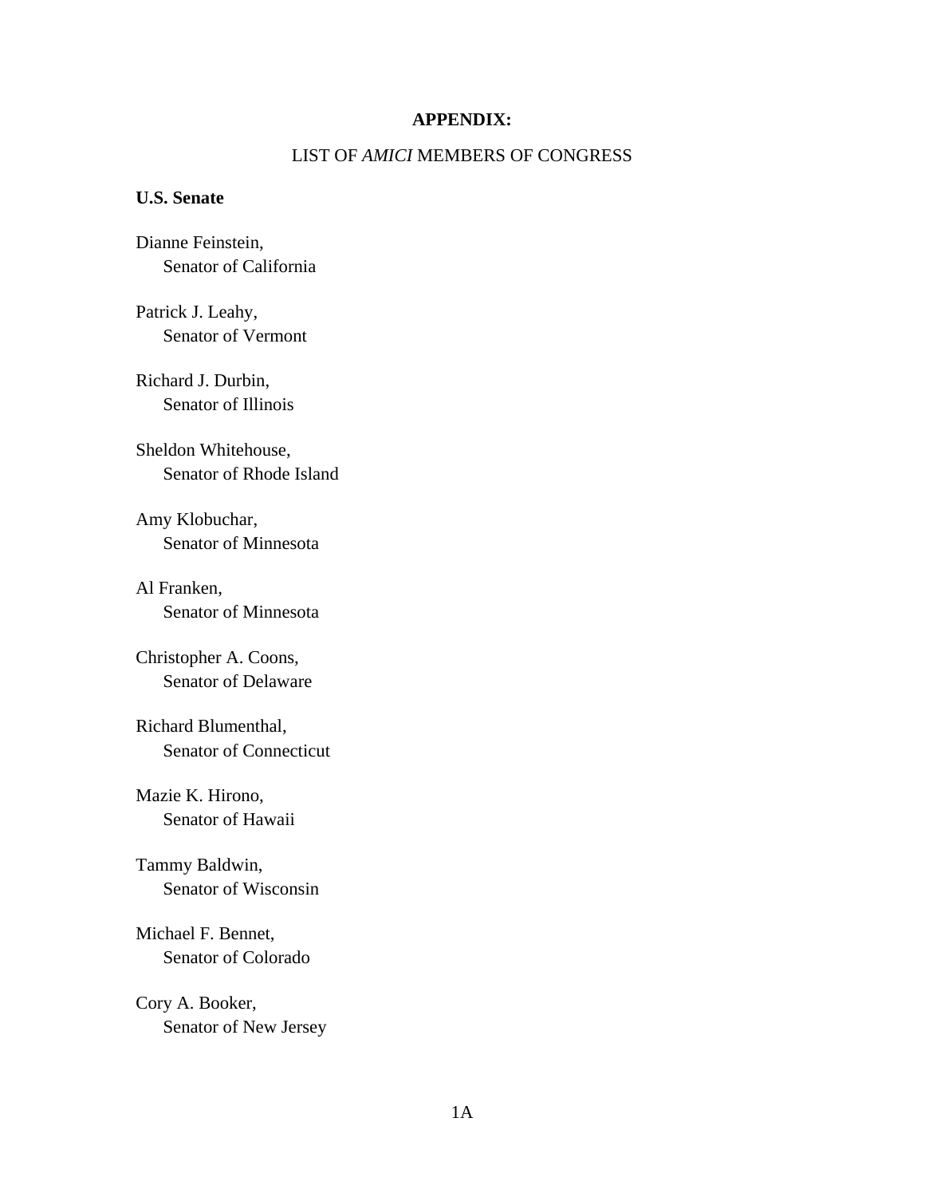## APPENDIX:

LIST OF *AMICI* MEMBERS OF CONGRESS

**U.S. Senate**

Dianne Feinstein,
Senator of California

Patrick J. Leahy,
Senator of Vermont

Richard J. Durbin,
Senator of Illinois

Sheldon Whitehouse,
Senator of Rhode Island

Amy Klobuchar,
Senator of Minnesota

Al Franken,
Senator of Minnesota

Christopher A. Coons,
Senator of Delaware

Richard Blumenthal,
Senator of Connecticut

Mazie K. Hirono,
Senator of Hawaii

Tammy Baldwin,
Senator of Wisconsin

Michael F. Bennet,
Senator of Colorado

Cory A. Booker,
Senator of New Jersey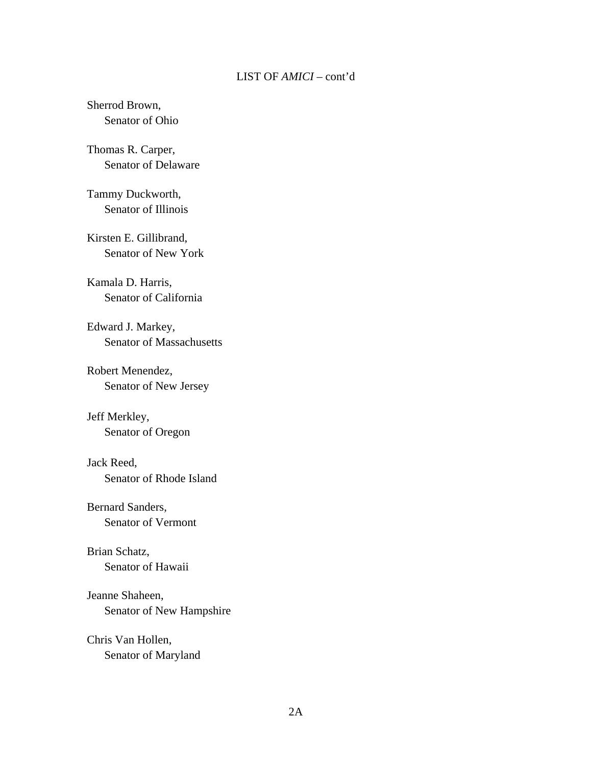LIST OF *AMICI* – cont'd

Sherrod Brown,
Senator of Ohio

Thomas R. Carper,
Senator of Delaware

Tammy Duckworth,
Senator of Illinois

Kirsten E. Gillibrand,
Senator of New York

Kamala D. Harris,
Senator of California

Edward J. Markey,
Senator of Massachusetts

Robert Menendez,
Senator of New Jersey

Jeff Merkley,
Senator of Oregon

Jack Reed,
Senator of Rhode Island

Bernard Sanders,
Senator of Vermont

Brian Schatz,
Senator of Hawaii

Jeanne Shaheen,
Senator of New Hampshire

Chris Van Hollen,
Senator of Maryland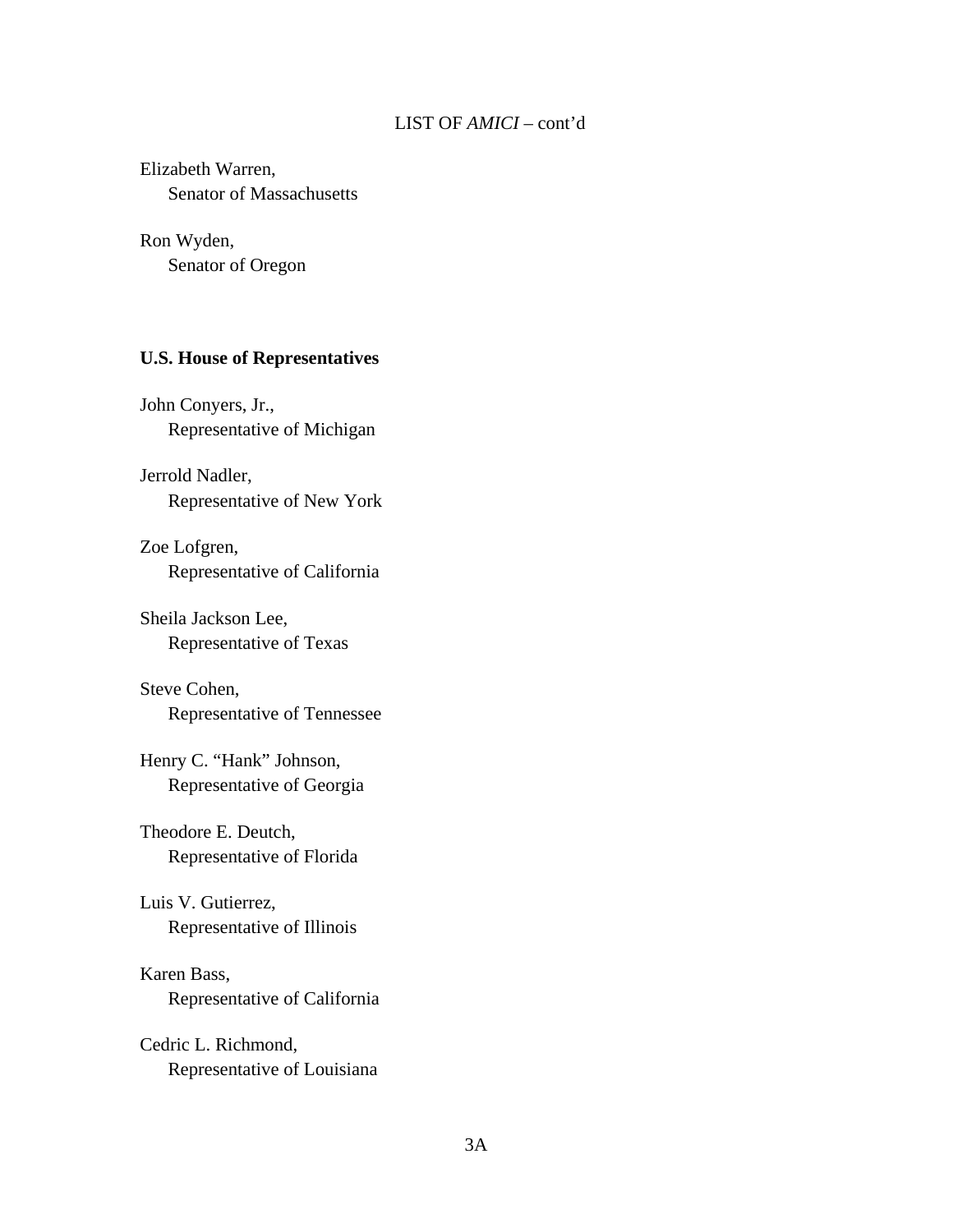LIST OF *AMICI* – cont'd

Elizabeth Warren,
Senator of Massachusetts

Ron Wyden,
Senator of Oregon

**U.S. House of Representatives**

John Conyers, Jr.,
Representative of Michigan

Jerrold Nadler,
Representative of New York

Zoe Lofgren,
Representative of California

Sheila Jackson Lee,
Representative of Texas

Steve Cohen,
Representative of Tennessee

Henry C. "Hank" Johnson,
Representative of Georgia

Theodore E. Deutch,
Representative of Florida

Luis V. Gutierrez,
Representative of Illinois

Karen Bass,
Representative of California

Cedric L. Richmond,
Representative of Louisiana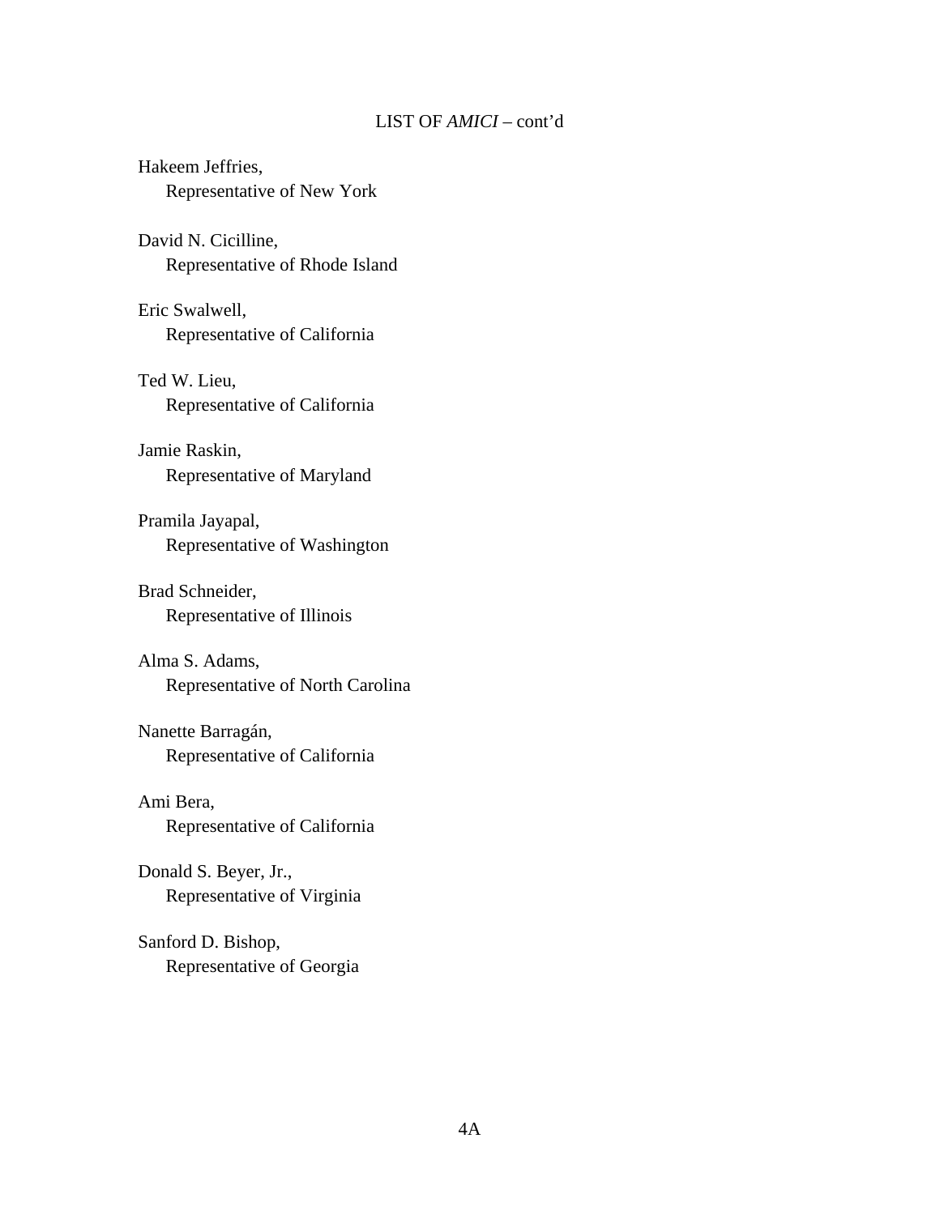LIST OF *AMICI* – cont'd

Hakeem Jeffries,
Representative of New York

David N. Cicilline,
Representative of Rhode Island

Eric Swalwell,
Representative of California

Ted W. Lieu,
Representative of California

Jamie Raskin,
Representative of Maryland

Pramila Jayapal,
Representative of Washington

Brad Schneider,
Representative of Illinois

Alma S. Adams,
Representative of North Carolina

Nanette Barragán,
Representative of California

Ami Bera,
Representative of California

Donald S. Beyer, Jr.,
Representative of Virginia

Sanford D. Bishop,
Representative of Georgia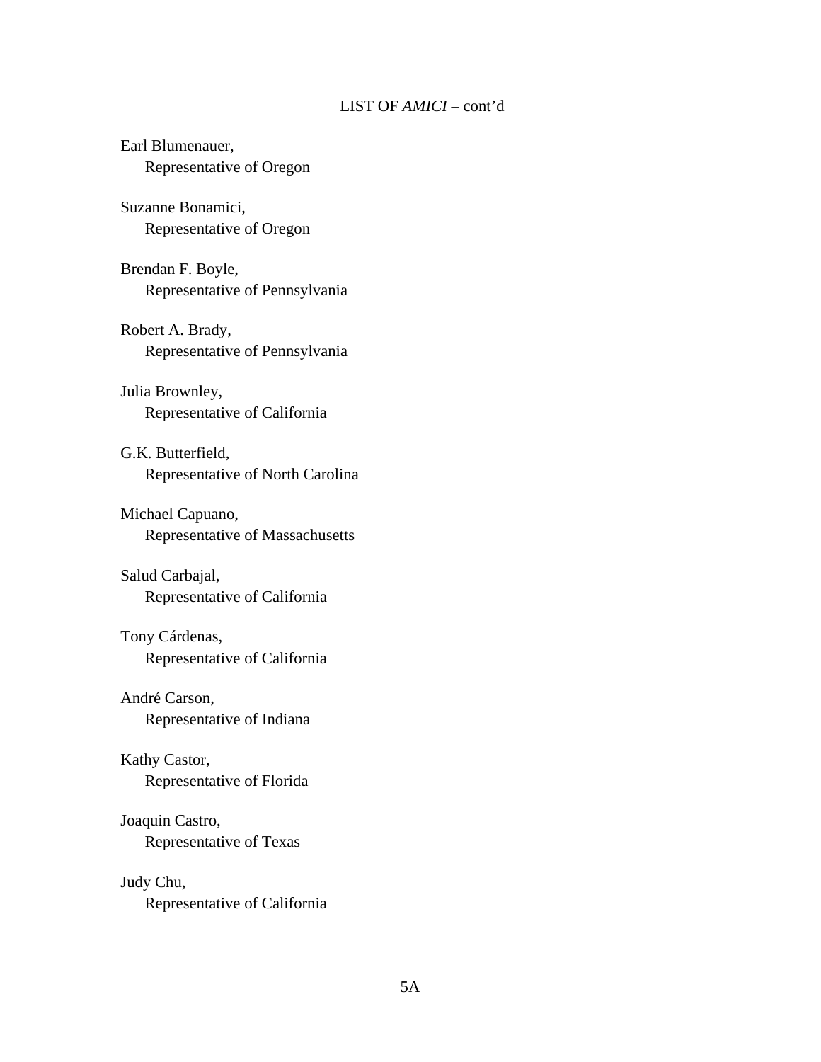LIST OF *AMICI* – cont'd

Earl Blumenauer,
Representative of Oregon

Suzanne Bonamici,
Representative of Oregon

Brendan F. Boyle,
Representative of Pennsylvania

Robert A. Brady,
Representative of Pennsylvania

Julia Brownley,
Representative of California

G.K. Butterfield,
Representative of North Carolina

Michael Capuano,
Representative of Massachusetts

Salud Carbajal,
Representative of California

Tony Cárdenas,
Representative of California

André Carson,
Representative of Indiana

Kathy Castor,
Representative of Florida

Joaquin Castro,
Representative of Texas

Judy Chu,
Representative of California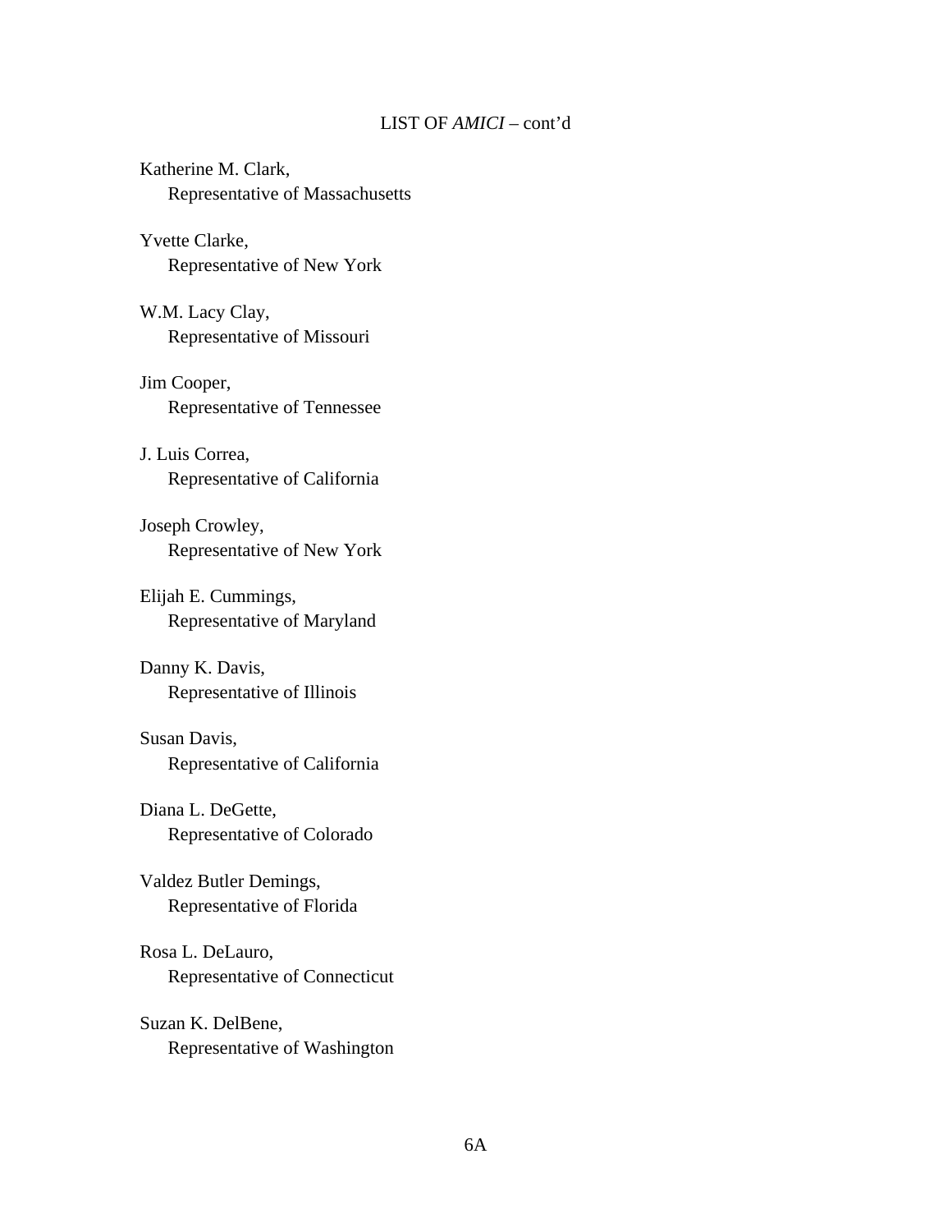LIST OF *AMICI* – cont'd

Katherine M. Clark,
Representative of Massachusetts

Yvette Clarke,
Representative of New York

W.M. Lacy Clay,
Representative of Missouri

Jim Cooper,
Representative of Tennessee

J. Luis Correa,
Representative of California

Joseph Crowley,
Representative of New York

Elijah E. Cummings,
Representative of Maryland

Danny K. Davis,
Representative of Illinois

Susan Davis,
Representative of California

Diana L. DeGette,
Representative of Colorado

Valdez Butler Demings,
Representative of Florida

Rosa L. DeLauro,
Representative of Connecticut

Suzan K. DelBene,
Representative of Washington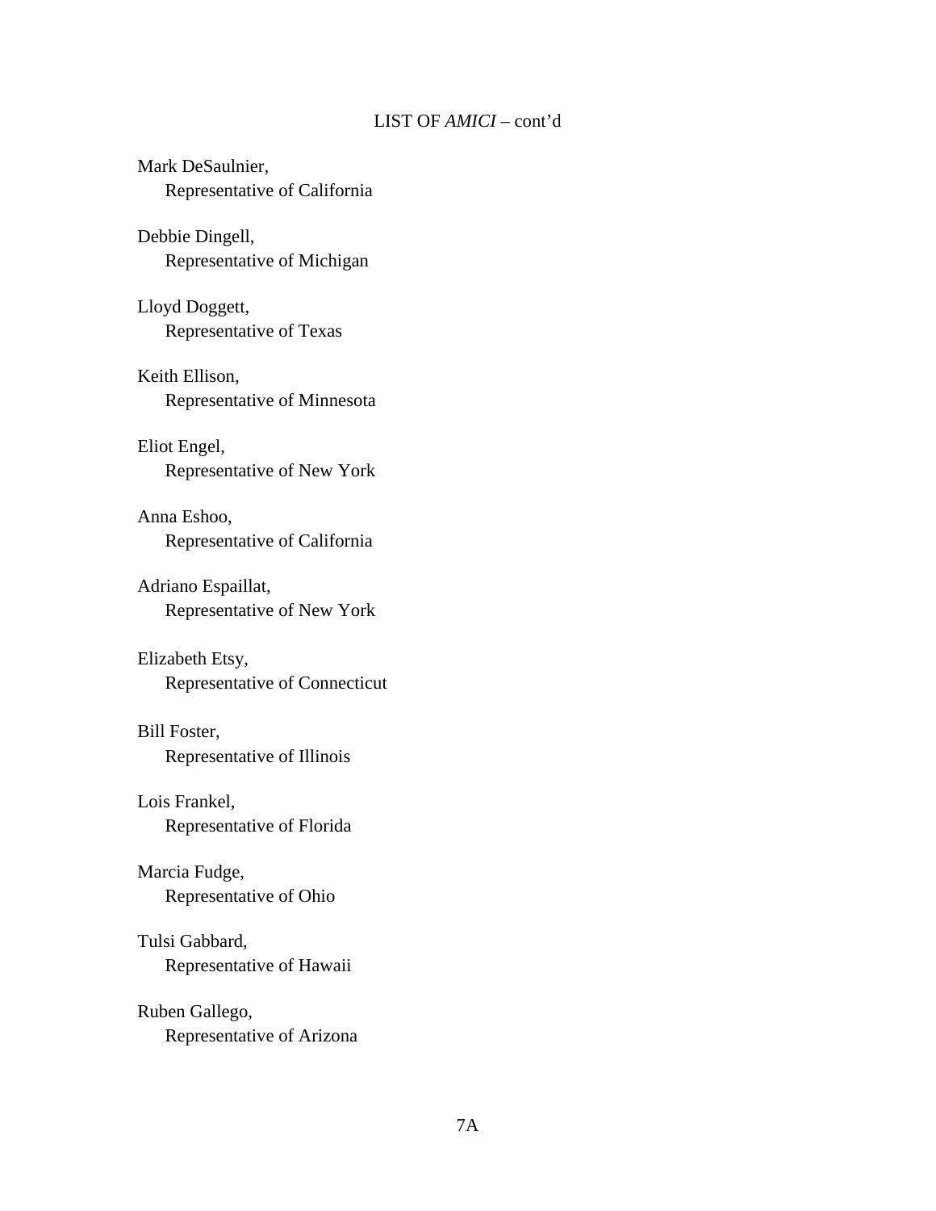LIST OF *AMICI* – cont'd

Mark DeSaulnier,
Representative of California

Debbie Dingell,
Representative of Michigan

Lloyd Doggett,
Representative of Texas

Keith Ellison,
Representative of Minnesota

Eliot Engel,
Representative of New York

Anna Eshoo,
Representative of California

Adriano Espaillat,
Representative of New York

Elizabeth Etsy,
Representative of Connecticut

Bill Foster,
Representative of Illinois

Lois Frankel,
Representative of Florida

Marcia Fudge,
Representative of Ohio

Tulsi Gabbard,
Representative of Hawaii

Ruben Gallego,
Representative of Arizona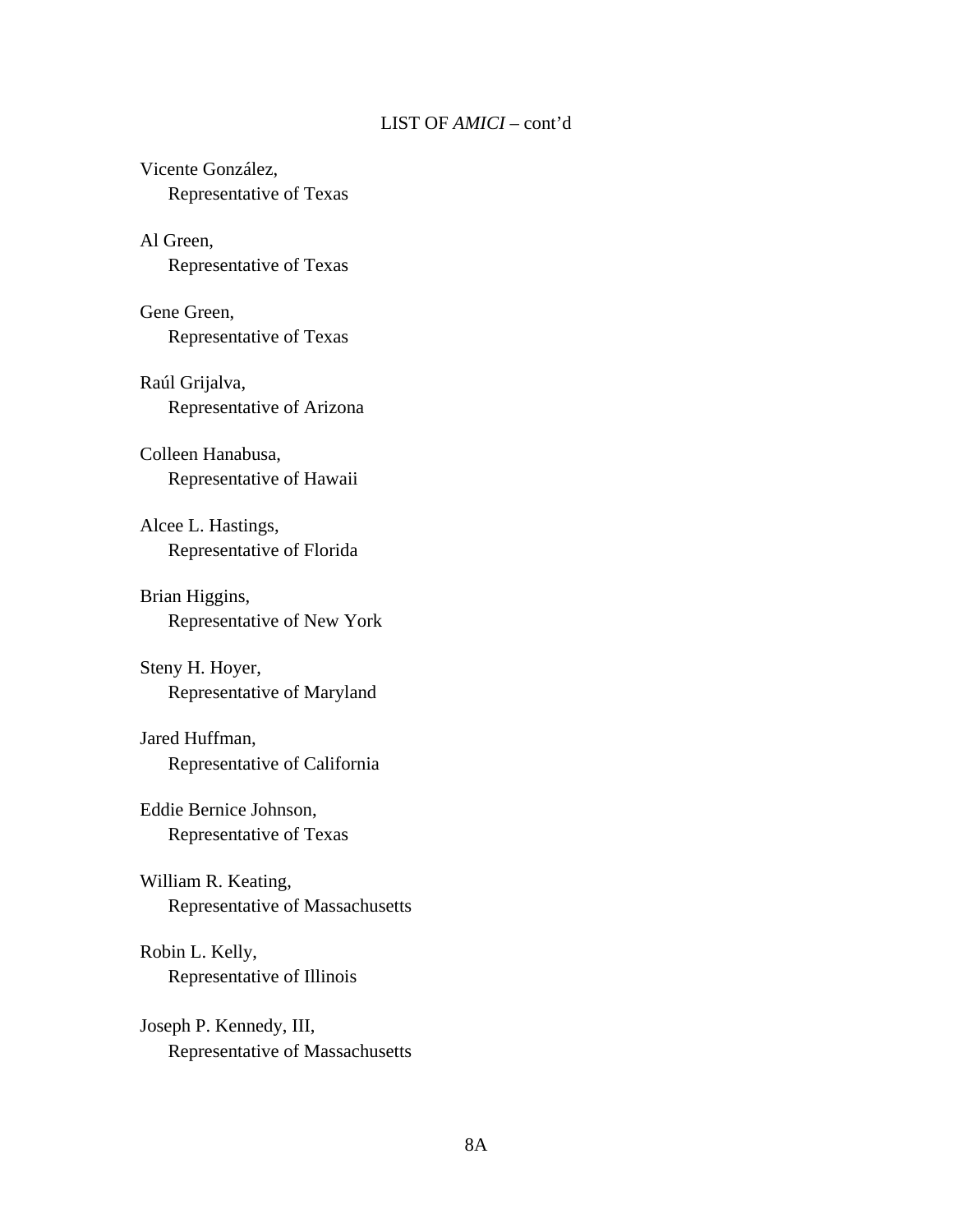LIST OF *AMICI* – cont'd

Vicente González,
Representative of Texas

Al Green,
Representative of Texas

Gene Green,
Representative of Texas

Raúl Grijalva,
Representative of Arizona

Colleen Hanabusa,
Representative of Hawaii

Alcee L. Hastings,
Representative of Florida

Brian Higgins,
Representative of New York

Steny H. Hoyer,
Representative of Maryland

Jared Huffman,
Representative of California

Eddie Bernice Johnson,
Representative of Texas

William R. Keating,
Representative of Massachusetts

Robin L. Kelly,
Representative of Illinois

Joseph P. Kennedy, III,
Representative of Massachusetts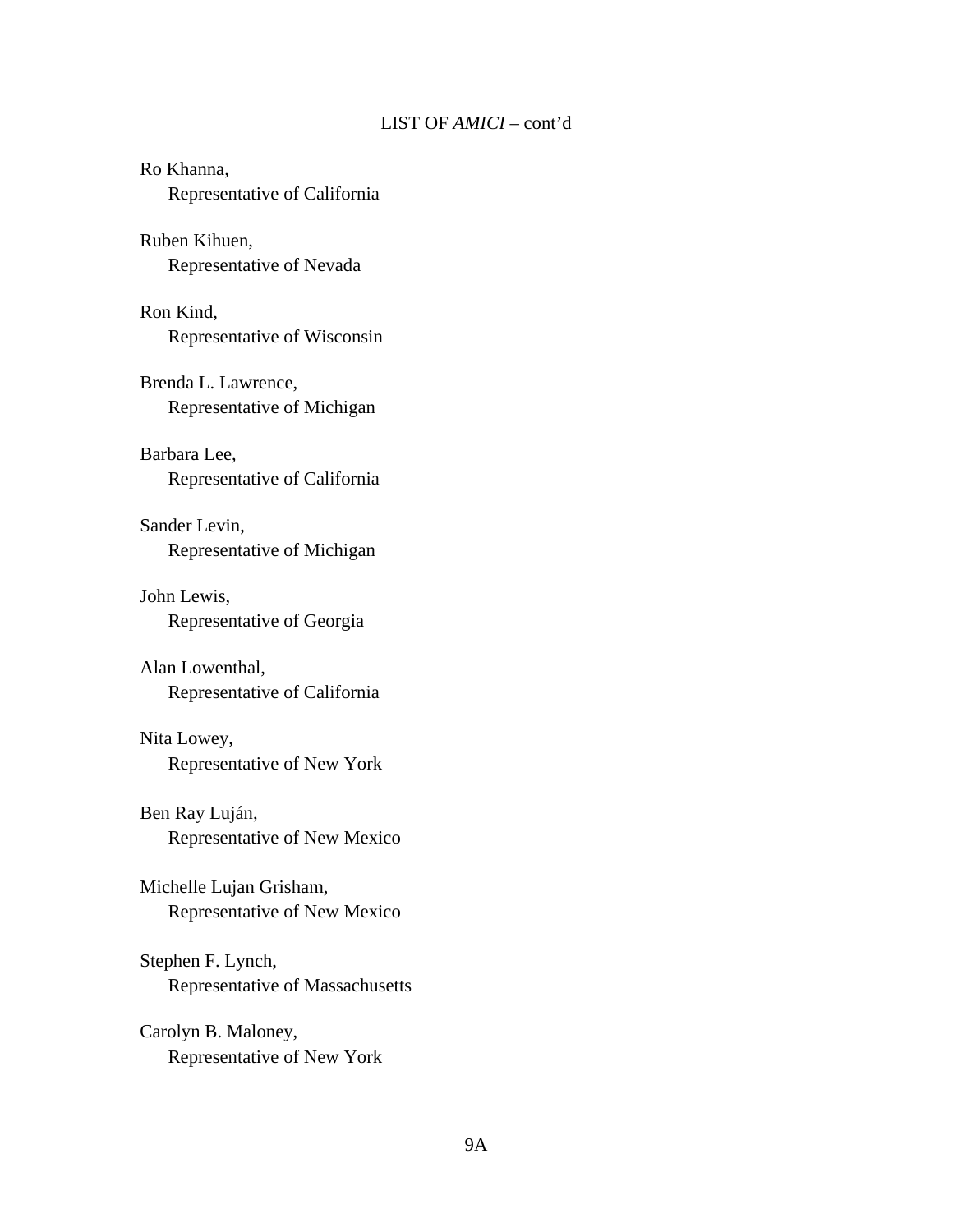LIST OF *AMICI* – cont'd

Ro Khanna,
Representative of California

Ruben Kihuen,
Representative of Nevada

Ron Kind,
Representative of Wisconsin

Brenda L. Lawrence,
Representative of Michigan

Barbara Lee,
Representative of California

Sander Levin,
Representative of Michigan

John Lewis,
Representative of Georgia

Alan Lowenthal,
Representative of California

Nita Lowey,
Representative of New York

Ben Ray Luján,
Representative of New Mexico

Michelle Lujan Grisham,
Representative of New Mexico

Stephen F. Lynch,
Representative of Massachusetts

Carolyn B. Maloney,
Representative of New York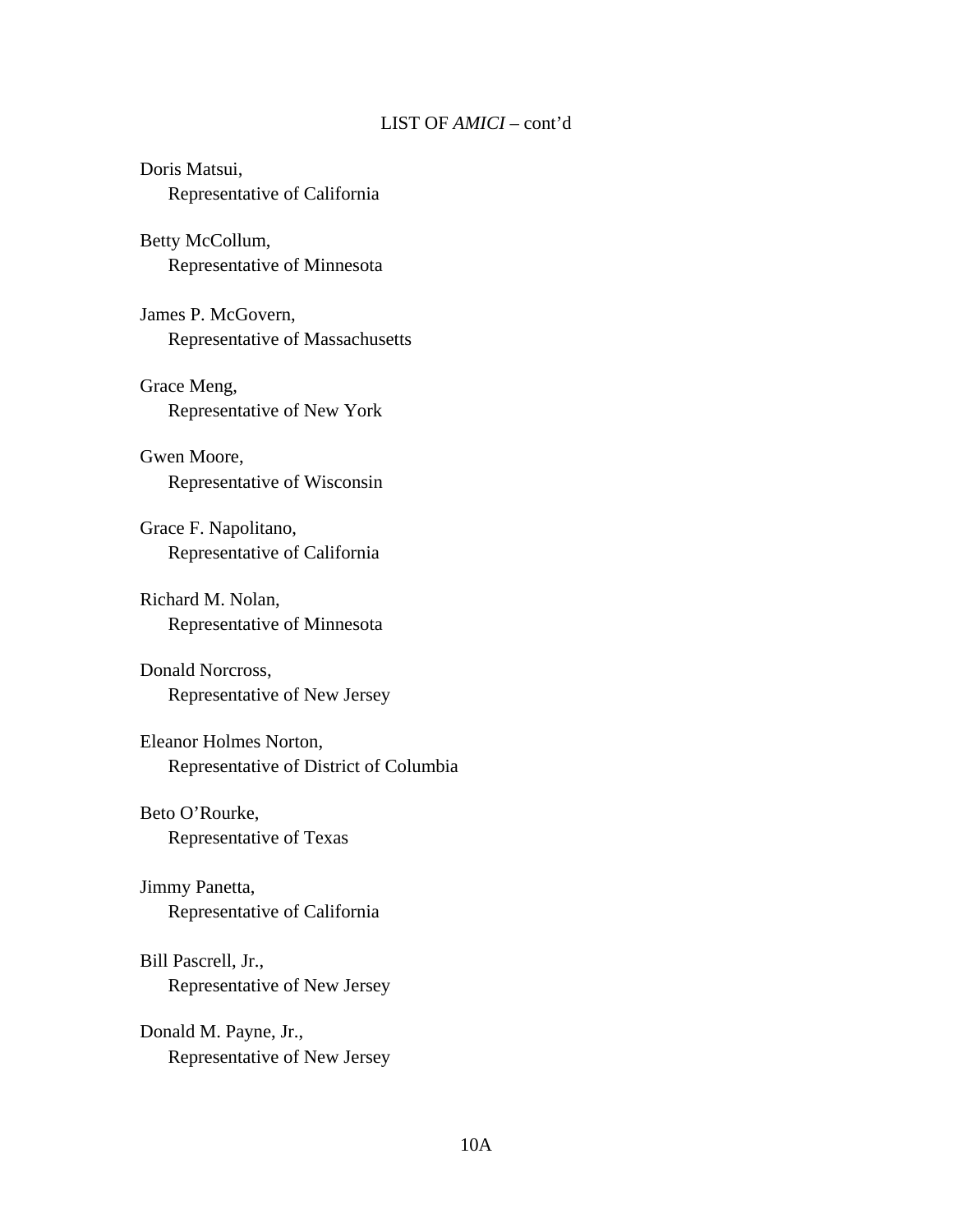LIST OF *AMICI* – cont'd

Doris Matsui,
Representative of California

Betty McCollum,
Representative of Minnesota

James P. McGovern,
Representative of Massachusetts

Grace Meng,
Representative of New York

Gwen Moore,
Representative of Wisconsin

Grace F. Napolitano,
Representative of California

Richard M. Nolan,
Representative of Minnesota

Donald Norcross,
Representative of New Jersey

Eleanor Holmes Norton,
Representative of District of Columbia

Beto O'Rourke,
Representative of Texas

Jimmy Panetta,
Representative of California

Bill Pascrell, Jr.,
Representative of New Jersey

Donald M. Payne, Jr.,
Representative of New Jersey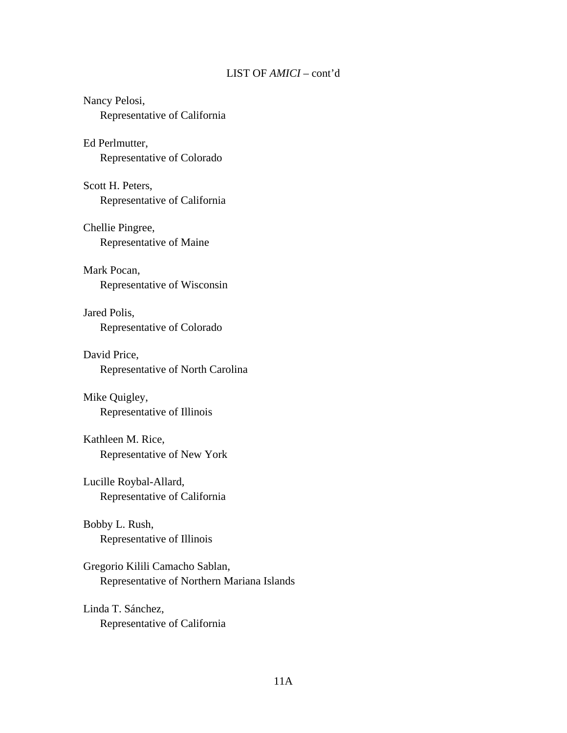LIST OF *AMICI* – cont'd

Nancy Pelosi,
Representative of California

Ed Perlmutter,
Representative of Colorado

Scott H. Peters,
Representative of California

Chellie Pingree,
Representative of Maine

Mark Pocan,
Representative of Wisconsin

Jared Polis,
Representative of Colorado

David Price,
Representative of North Carolina

Mike Quigley,
Representative of Illinois

Kathleen M. Rice,
Representative of New York

Lucille Roybal-Allard,
Representative of California

Bobby L. Rush,
Representative of Illinois

Gregorio Kilili Camacho Sablan,
Representative of Northern Mariana Islands

Linda T. Sánchez,
Representative of California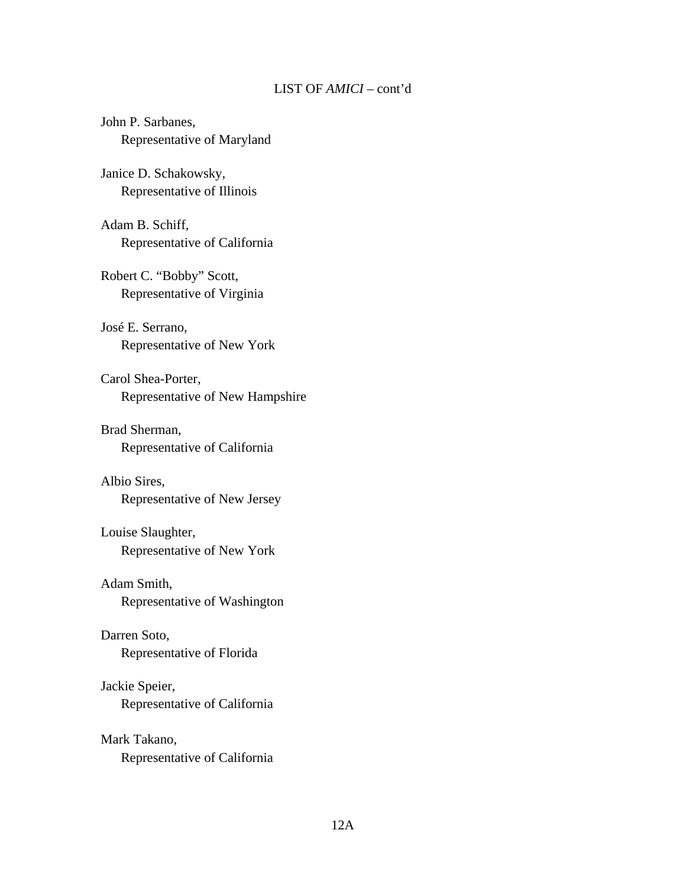LIST OF *AMICI* – cont'd

John P. Sarbanes,
Representative of Maryland

Janice D. Schakowsky,
Representative of Illinois

Adam B. Schiff,
Representative of California

Robert C. "Bobby" Scott,
Representative of Virginia

José E. Serrano,
Representative of New York

Carol Shea-Porter,
Representative of New Hampshire

Brad Sherman,
Representative of California

Albio Sires,
Representative of New Jersey

Louise Slaughter,
Representative of New York

Adam Smith,
Representative of Washington

Darren Soto,
Representative of Florida

Jackie Speier,
Representative of California

Mark Takano,
Representative of California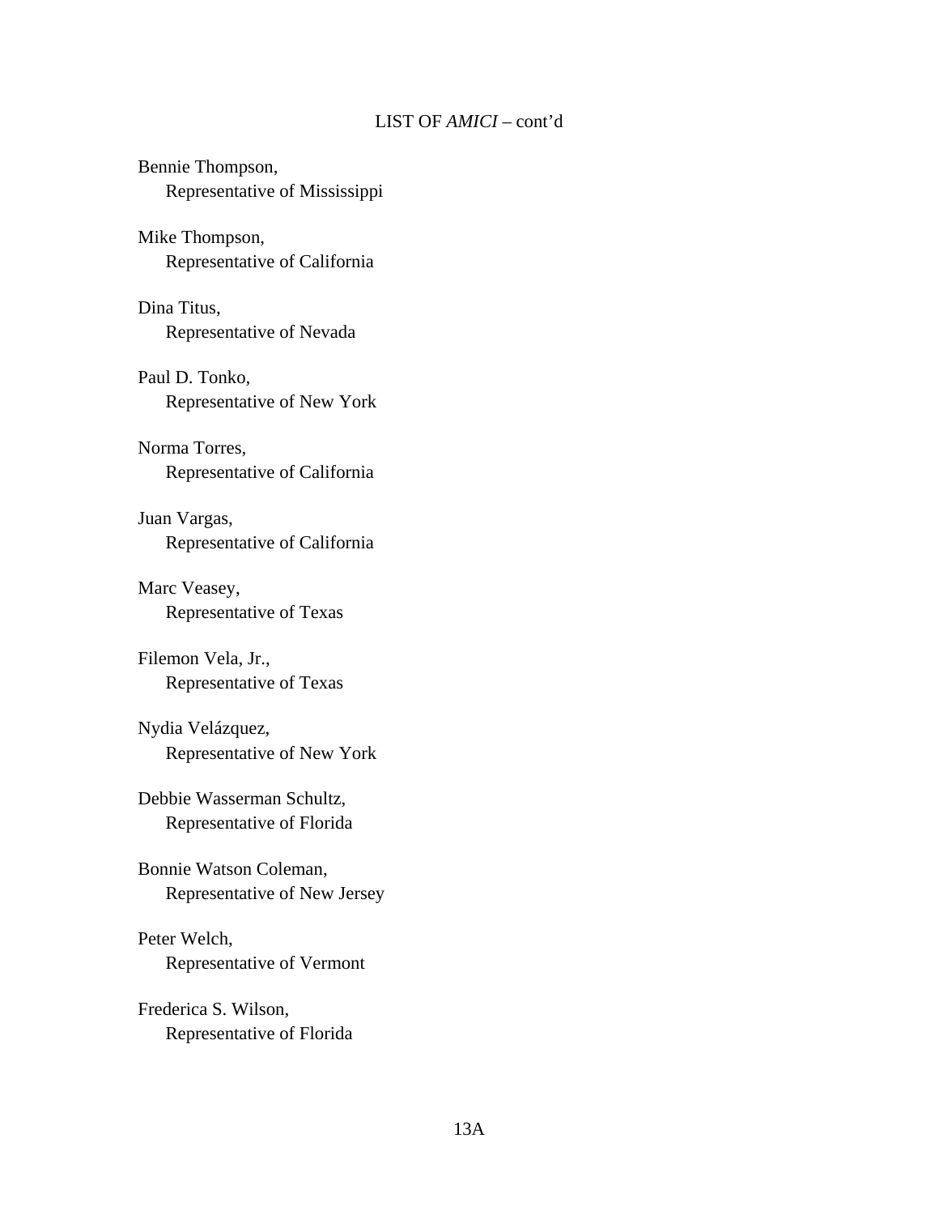LIST OF *AMICI* – cont'd

Bennie Thompson,
Representative of Mississippi

Mike Thompson,
Representative of California

Dina Titus,
Representative of Nevada

Paul D. Tonko,
Representative of New York

Norma Torres,
Representative of California

Juan Vargas,
Representative of California

Marc Veasey,
Representative of Texas

Filemon Vela, Jr.,
Representative of Texas

Nydia Velázquez,
Representative of New York

Debbie Wasserman Schultz,
Representative of Florida

Bonnie Watson Coleman,
Representative of New Jersey

Peter Welch,
Representative of Vermont

Frederica S. Wilson,
Representative of Florida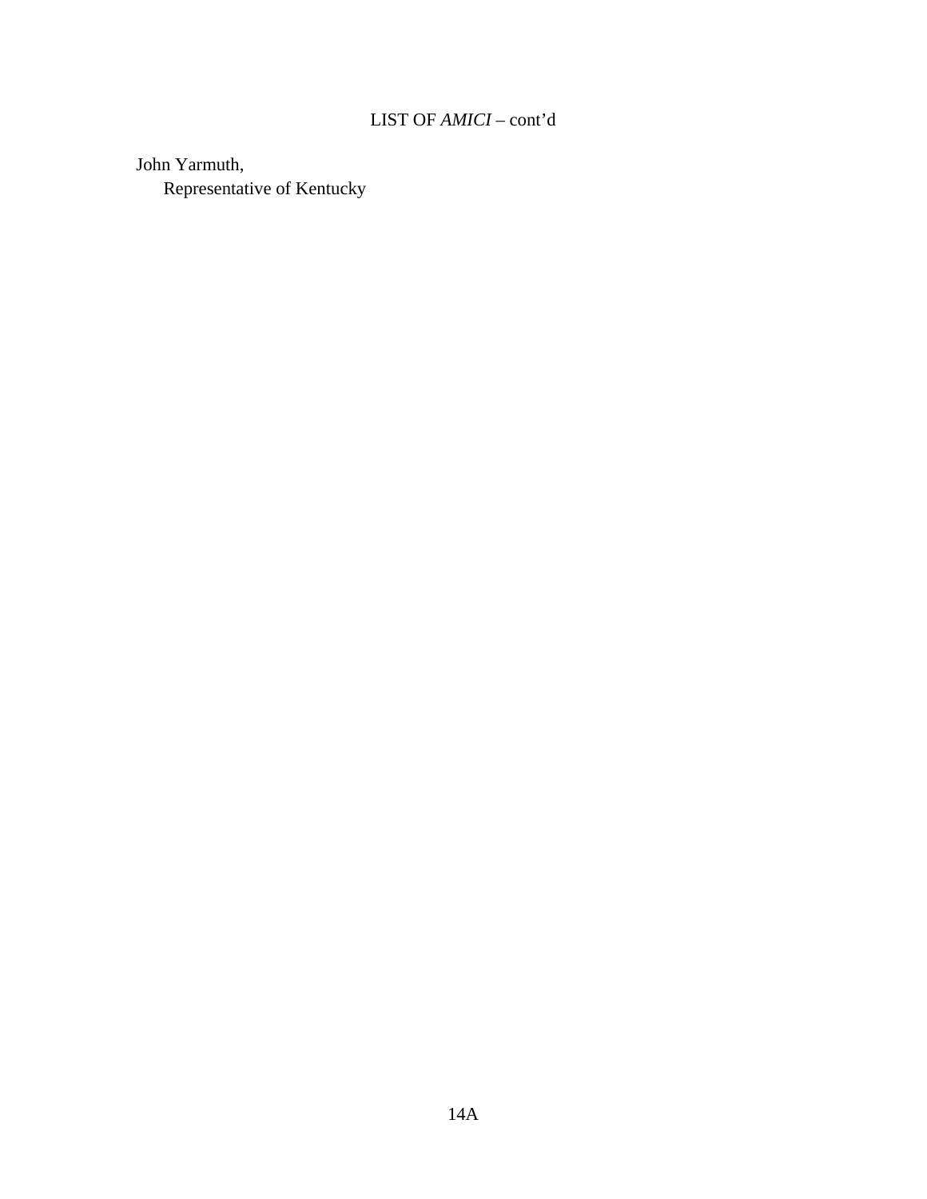LIST OF *AMICI* – cont'd

John Yarmuth,
    Representative of Kentucky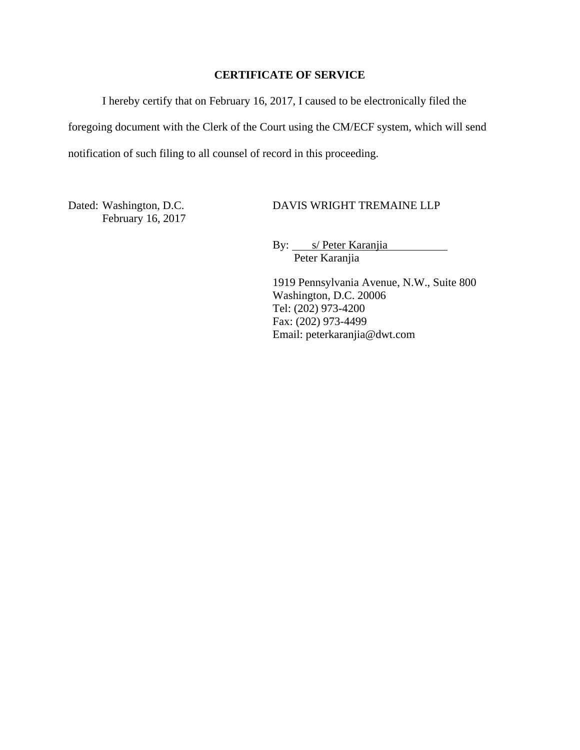**CERTIFICATE OF SERVICE**

I hereby certify that on February 16, 2017, I caused to be electronically filed the foregoing document with the Clerk of the Court using the CM/ECF system, which will send notification of such filing to all counsel of record in this proceeding.

Dated: Washington, D.C.
February 16, 2017

DAVIS WRIGHT TREMAINE LLP

By: s/ Peter Karanjia
Peter Karanjia

1919 Pennsylvania Avenue, N.W., Suite 800
Washington, D.C. 20006
Tel: (202) 973-4200
Fax: (202) 973-4499
Email: peterkaranjia@dwt.com